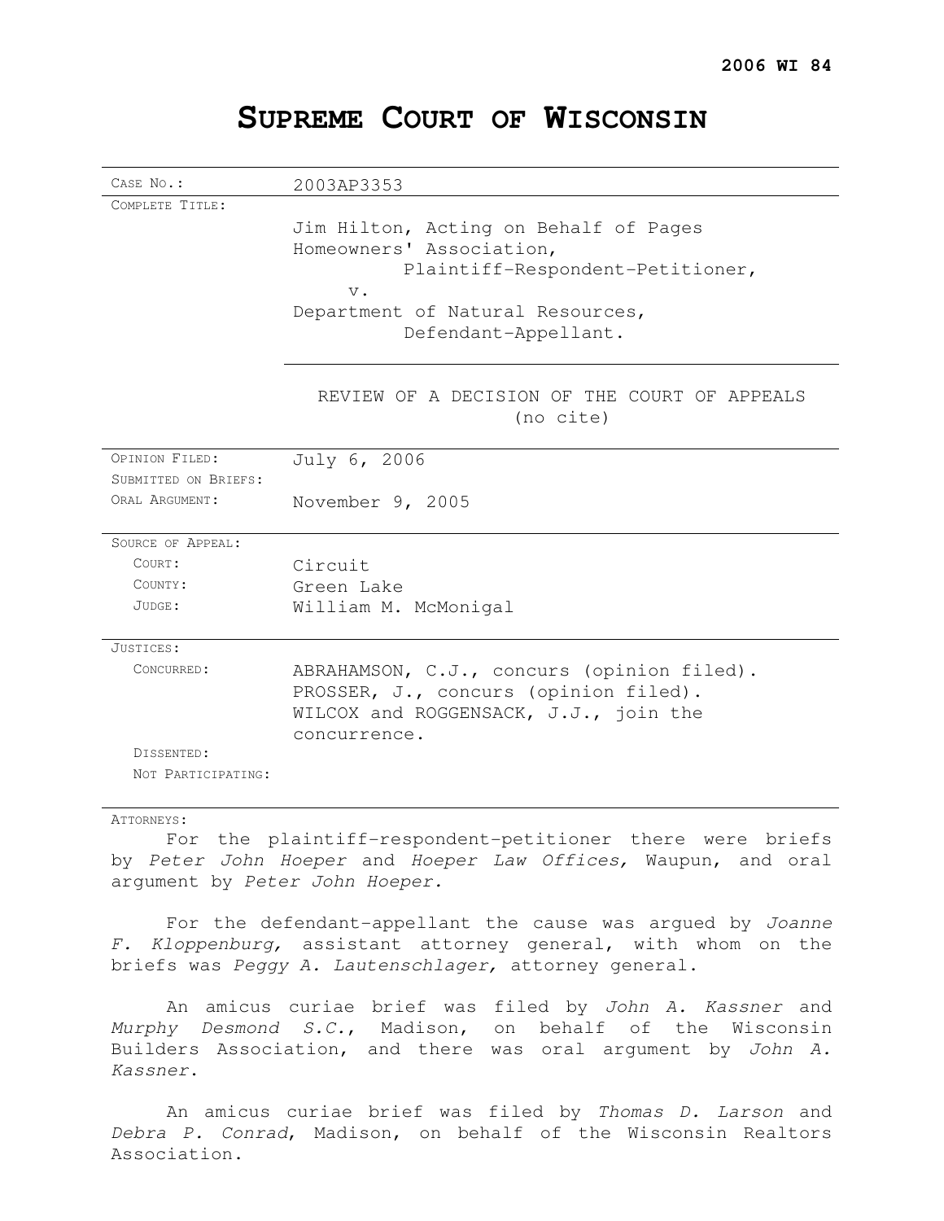**2006 WI 84**

# SUPREME COURT OF WISCONSIN

| | |
|---|---|
| CASE NO.: | 2003AP3353 |
| COMPLETE TITLE: | Jim Hilton, Acting on Behalf of Pages Homeowners' Association, Plaintiff-Respondent-Petitioner, v. Department of Natural Resources, Defendant-Appellant. |
| | REVIEW OF A DECISION OF THE COURT OF APPEALS (no cite) |
| OPINION FILED: | July 6, 2006 |
| SUBMITTED ON BRIEFS: | |
| ORAL ARGUMENT: | November 9, 2005 |
| SOURCE OF APPEAL: | |
| COURT: | Circuit |
| COUNTY: | Green Lake |
| JUDGE: | William M. McMonigal |
| JUSTICES: | |
| CONCURRED: | ABRAHAMSON, C.J., concurs (opinion filed). PROSSER, J., concurs (opinion filed). WILCOX and ROGGENSACK, J.J., join the concurrence. |
| DISSENTED: | |
| NOT PARTICIPATING: | |

ATTORNEYS:

For the plaintiff-respondent-petitioner there were briefs by *Peter John Hoeper* and *Hoeper Law Offices,* Waupun, and oral argument by *Peter John Hoeper.*

For the defendant-appellant the cause was argued by *Joanne F. Kloppenburg,* assistant attorney general, with whom on the briefs was *Peggy A. Lautenschlager,* attorney general.

An amicus curiae brief was filed by *John A. Kassner* and *Murphy Desmond S.C.*, Madison, on behalf of the Wisconsin Builders Association, and there was oral argument by *John A. Kassner*.

An amicus curiae brief was filed by *Thomas D. Larson* and *Debra P. Conrad*, Madison, on behalf of the Wisconsin Realtors Association.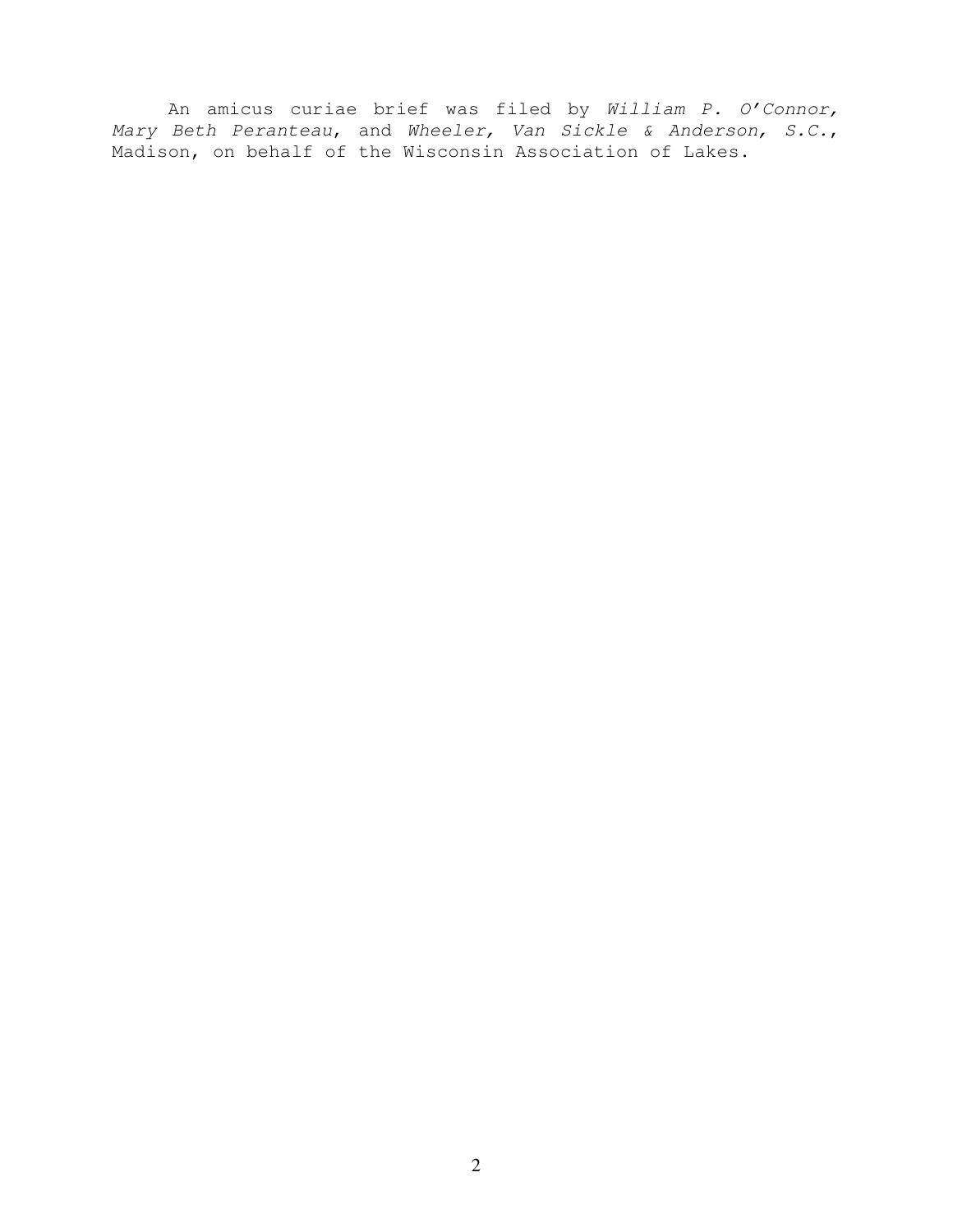An amicus curiae brief was filed by *William P. O'Connor, Mary Beth Peranteau*, and *Wheeler, Van Sickle & Anderson, S.C.*, Madison, on behalf of the Wisconsin Association of Lakes.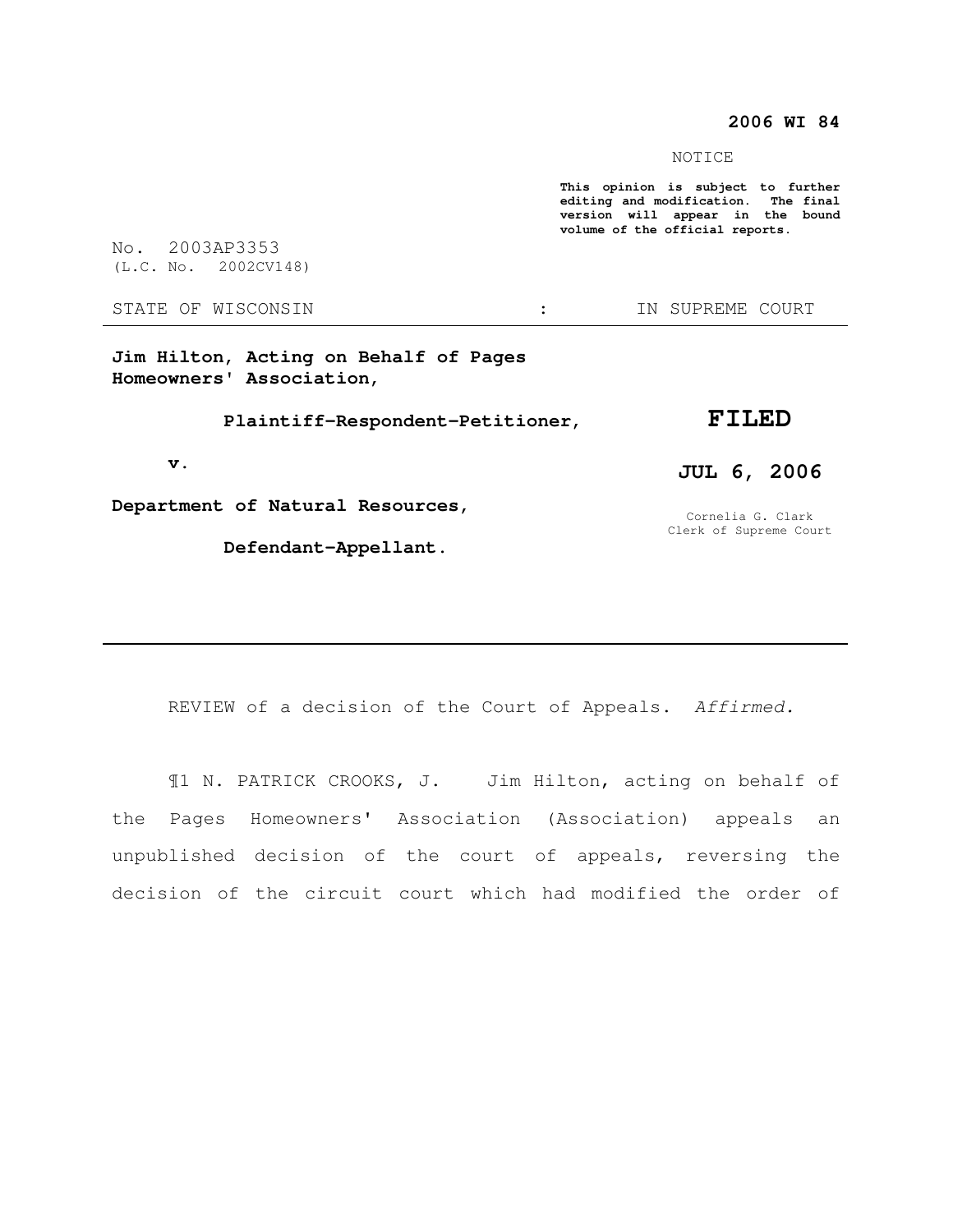**2006 WI 84**

NOTICE

**This opinion is subject to further editing and modification. The final version will appear in the bound volume of the official reports.**

No. 2003AP3353
(L.C. No. 2002CV148)

STATE OF WISCONSIN : IN SUPREME COURT

---

**Jim Hilton, Acting on Behalf of Pages Homeowners' Association,**

**Plaintiff-Respondent-Petitioner,**

**v.**

**Department of Natural Resources,**

**Defendant-Appellant.**

**FILED**

**JUL 6, 2006**

Cornelia G. Clark
Clerk of Supreme Court

---

REVIEW of a decision of the Court of Appeals. *Affirmed.*

¶1 N. PATRICK CROOKS, J. Jim Hilton, acting on behalf of the Pages Homeowners' Association (Association) appeals an unpublished decision of the court of appeals, reversing the decision of the circuit court which had modified the order of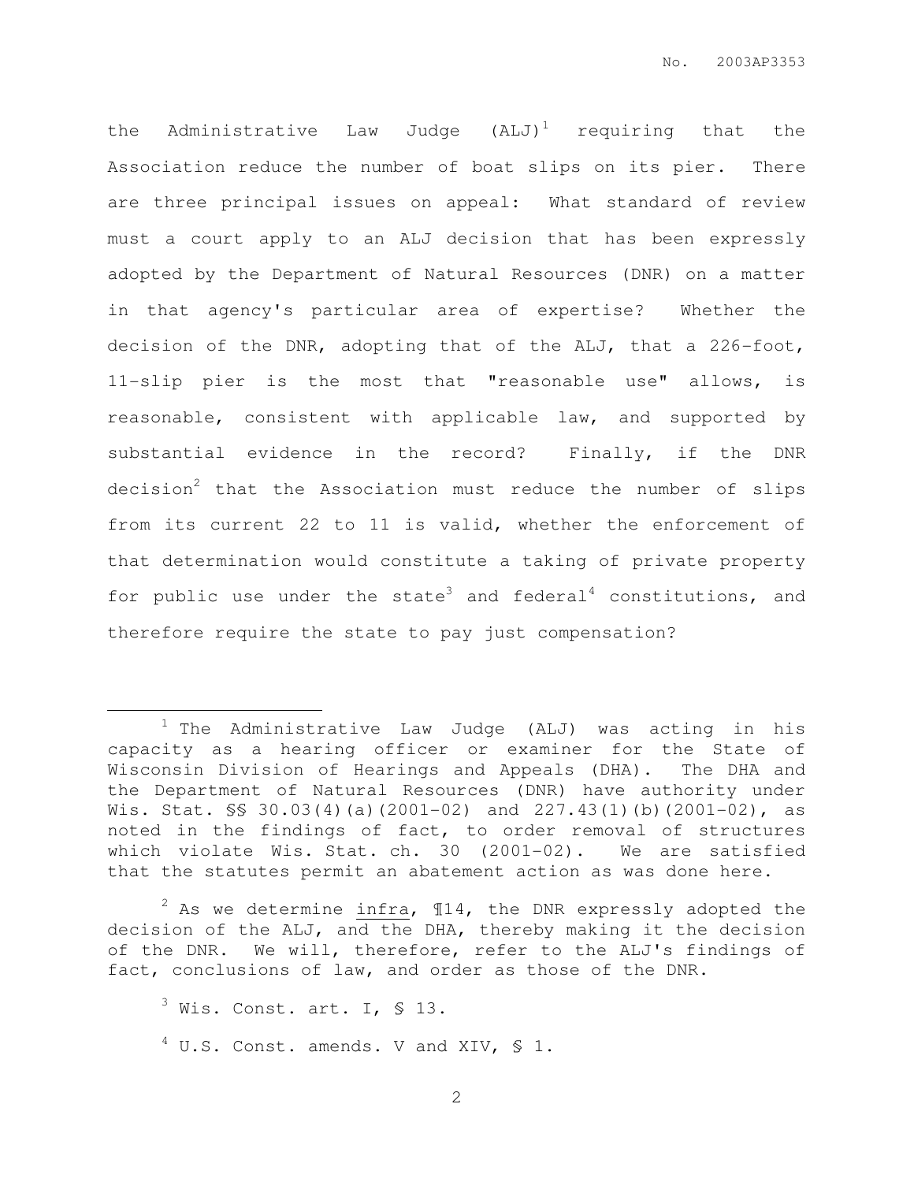the Administrative Law Judge (ALJ)[1] requiring that the Association reduce the number of boat slips on its pier. There are three principal issues on appeal: What standard of review must a court apply to an ALJ decision that has been expressly adopted by the Department of Natural Resources (DNR) on a matter in that agency's particular area of expertise? Whether the decision of the DNR, adopting that of the ALJ, that a 226-foot, 11-slip pier is the most that "reasonable use" allows, is reasonable, consistent with applicable law, and supported by substantial evidence in the record? Finally, if the DNR decision[2] that the Association must reduce the number of slips from its current 22 to 11 is valid, whether the enforcement of that determination would constitute a taking of private property for public use under the state[3] and federal[4] constitutions, and therefore require the state to pay just compensation?

---

[1] The Administrative Law Judge (ALJ) was acting in his capacity as a hearing officer or examiner for the State of Wisconsin Division of Hearings and Appeals (DHA). The DHA and the Department of Natural Resources (DNR) have authority under Wis. Stat. §§ 30.03(4)(a)(2001-02) and 227.43(1)(b)(2001-02), as noted in the findings of fact, to order removal of structures which violate Wis. Stat. ch. 30 (2001-02). We are satisfied that the statutes permit an abatement action as was done here.

[2] As we determine infra, ¶14, the DNR expressly adopted the decision of the ALJ, and the DHA, thereby making it the decision of the DNR. We will, therefore, refer to the ALJ's findings of fact, conclusions of law, and order as those of the DNR.

[3] Wis. Const. art. I, § 13.

[4] U.S. Const. amends. V and XIV, § 1.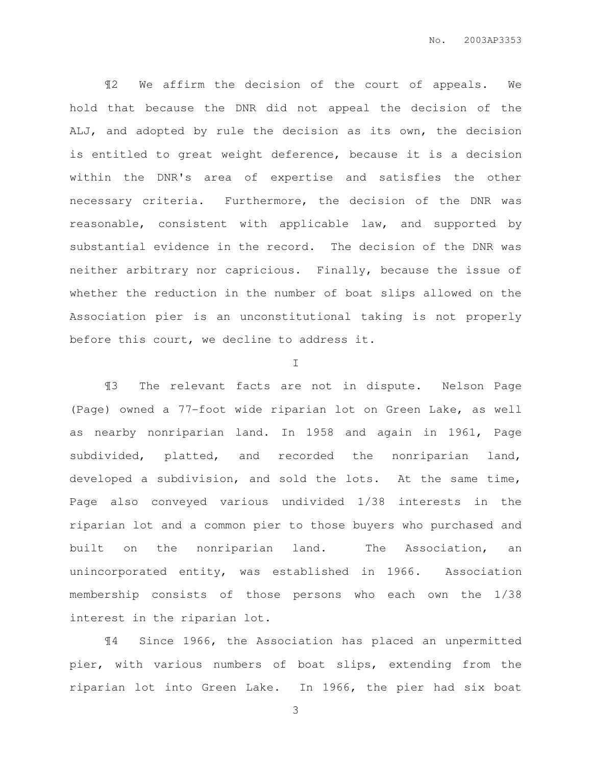¶2 We affirm the decision of the court of appeals. We hold that because the DNR did not appeal the decision of the ALJ, and adopted by rule the decision as its own, the decision is entitled to great weight deference, because it is a decision within the DNR's area of expertise and satisfies the other necessary criteria. Furthermore, the decision of the DNR was reasonable, consistent with applicable law, and supported by substantial evidence in the record. The decision of the DNR was neither arbitrary nor capricious. Finally, because the issue of whether the reduction in the number of boat slips allowed on the Association pier is an unconstitutional taking is not properly before this court, we decline to address it.

I

¶3 The relevant facts are not in dispute. Nelson Page (Page) owned a 77-foot wide riparian lot on Green Lake, as well as nearby nonriparian land. In 1958 and again in 1961, Page subdivided, platted, and recorded the nonriparian land, developed a subdivision, and sold the lots. At the same time, Page also conveyed various undivided 1/38 interests in the riparian lot and a common pier to those buyers who purchased and built on the nonriparian land. The Association, an unincorporated entity, was established in 1966. Association membership consists of those persons who each own the 1/38 interest in the riparian lot.

¶4 Since 1966, the Association has placed an unpermitted pier, with various numbers of boat slips, extending from the riparian lot into Green Lake. In 1966, the pier had six boat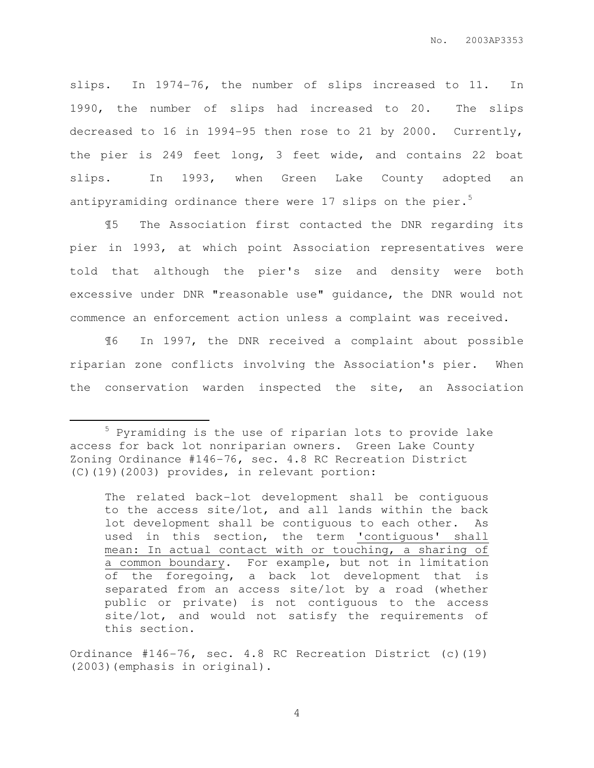slips. In 1974-76, the number of slips increased to 11. In 1990, the number of slips had increased to 20. The slips decreased to 16 in 1994-95 then rose to 21 by 2000. Currently, the pier is 249 feet long, 3 feet wide, and contains 22 boat slips. In 1993, when Green Lake County adopted an antipyramiding ordinance there were 17 slips on the pier.[5]

¶5 The Association first contacted the DNR regarding its pier in 1993, at which point Association representatives were told that although the pier's size and density were both excessive under DNR "reasonable use" guidance, the DNR would not commence an enforcement action unless a complaint was received.

¶6 In 1997, the DNR received a complaint about possible riparian zone conflicts involving the Association's pier. When the conservation warden inspected the site, an Association

---

[5] Pyramiding is the use of riparian lots to provide lake access for back lot nonriparian owners. Green Lake County Zoning Ordinance #146-76, sec. 4.8 RC Recreation District (C)(19)(2003) provides, in relevant portion:

> The related back-lot development shall be contiguous to the access site/lot, and all lands within the back lot development shall be contiguous to each other. As used in this section, the term <u>'contiguous' shall mean: In actual contact with or touching, a sharing of a common boundary</u>. For example, but not in limitation of the foregoing, a back lot development that is separated from an access site/lot by a road (whether public or private) is not contiguous to the access site/lot, and would not satisfy the requirements of this section.

Ordinance #146-76, sec. 4.8 RC Recreation District (c)(19) (2003)(emphasis in original).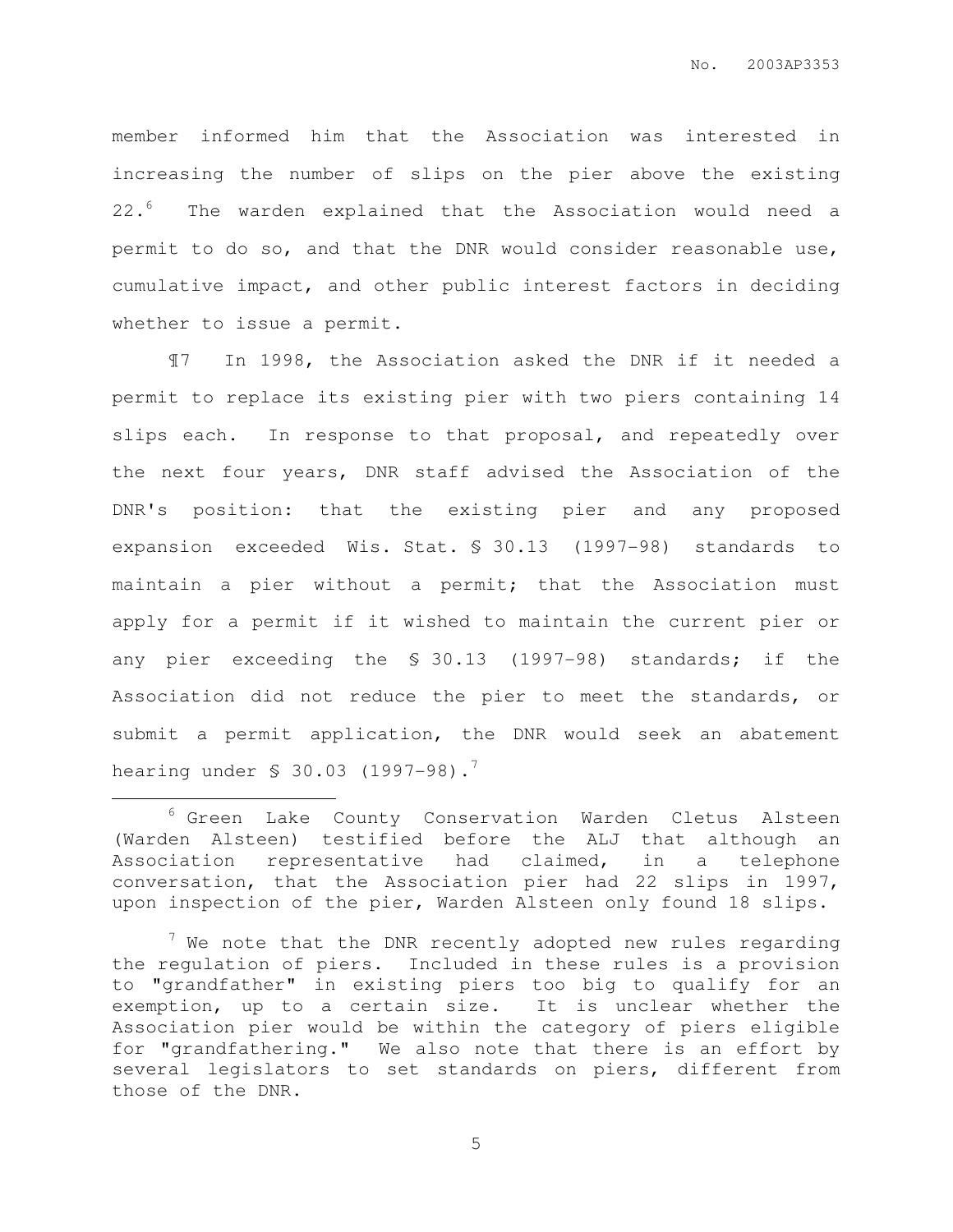member informed him that the Association was interested in increasing the number of slips on the pier above the existing 22.[6] The warden explained that the Association would need a permit to do so, and that the DNR would consider reasonable use, cumulative impact, and other public interest factors in deciding whether to issue a permit.

¶7 In 1998, the Association asked the DNR if it needed a permit to replace its existing pier with two piers containing 14 slips each. In response to that proposal, and repeatedly over the next four years, DNR staff advised the Association of the DNR's position: that the existing pier and any proposed expansion exceeded Wis. Stat. § 30.13 (1997-98) standards to maintain a pier without a permit; that the Association must apply for a permit if it wished to maintain the current pier or any pier exceeding the § 30.13 (1997-98) standards; if the Association did not reduce the pier to meet the standards, or submit a permit application, the DNR would seek an abatement hearing under § 30.03 (1997-98).[7]

---

[6] Green Lake County Conservation Warden Cletus Alsteen (Warden Alsteen) testified before the ALJ that although an Association representative had claimed, in a telephone conversation, that the Association pier had 22 slips in 1997, upon inspection of the pier, Warden Alsteen only found 18 slips.

[7] We note that the DNR recently adopted new rules regarding the regulation of piers. Included in these rules is a provision to "grandfather" in existing piers too big to qualify for an exemption, up to a certain size. It is unclear whether the Association pier would be within the category of piers eligible for "grandfathering." We also note that there is an effort by several legislators to set standards on piers, different from those of the DNR.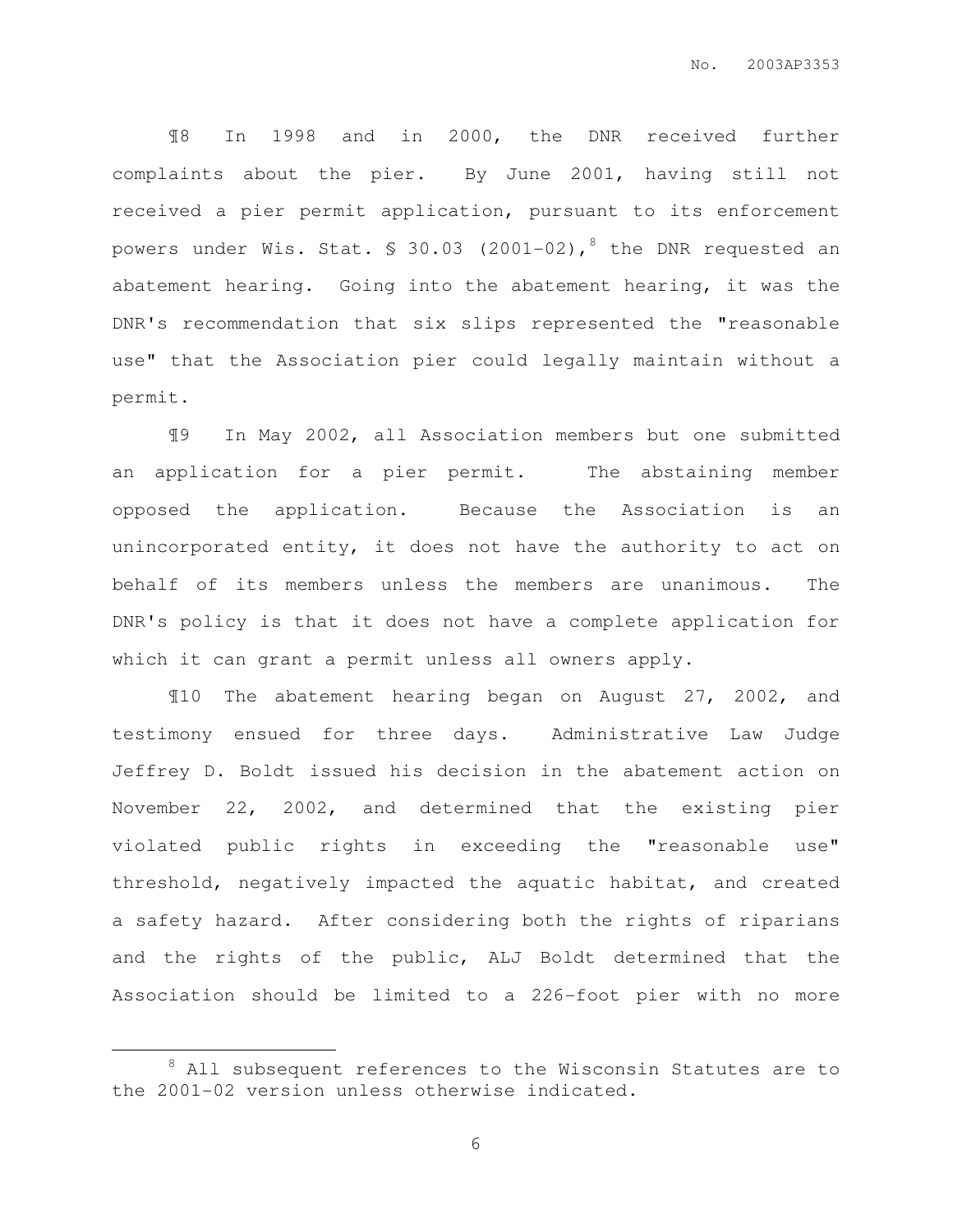¶8 In 1998 and in 2000, the DNR received further complaints about the pier. By June 2001, having still not received a pier permit application, pursuant to its enforcement powers under Wis. Stat. § 30.03 (2001-02),[8] the DNR requested an abatement hearing. Going into the abatement hearing, it was the DNR's recommendation that six slips represented the "reasonable use" that the Association pier could legally maintain without a permit.

¶9 In May 2002, all Association members but one submitted an application for a pier permit. The abstaining member opposed the application. Because the Association is an unincorporated entity, it does not have the authority to act on behalf of its members unless the members are unanimous. The DNR's policy is that it does not have a complete application for which it can grant a permit unless all owners apply.

¶10 The abatement hearing began on August 27, 2002, and testimony ensued for three days. Administrative Law Judge Jeffrey D. Boldt issued his decision in the abatement action on November 22, 2002, and determined that the existing pier violated public rights in exceeding the "reasonable use" threshold, negatively impacted the aquatic habitat, and created a safety hazard. After considering both the rights of riparians and the rights of the public, ALJ Boldt determined that the Association should be limited to a 226-foot pier with no more

[8] All subsequent references to the Wisconsin Statutes are to the 2001-02 version unless otherwise indicated.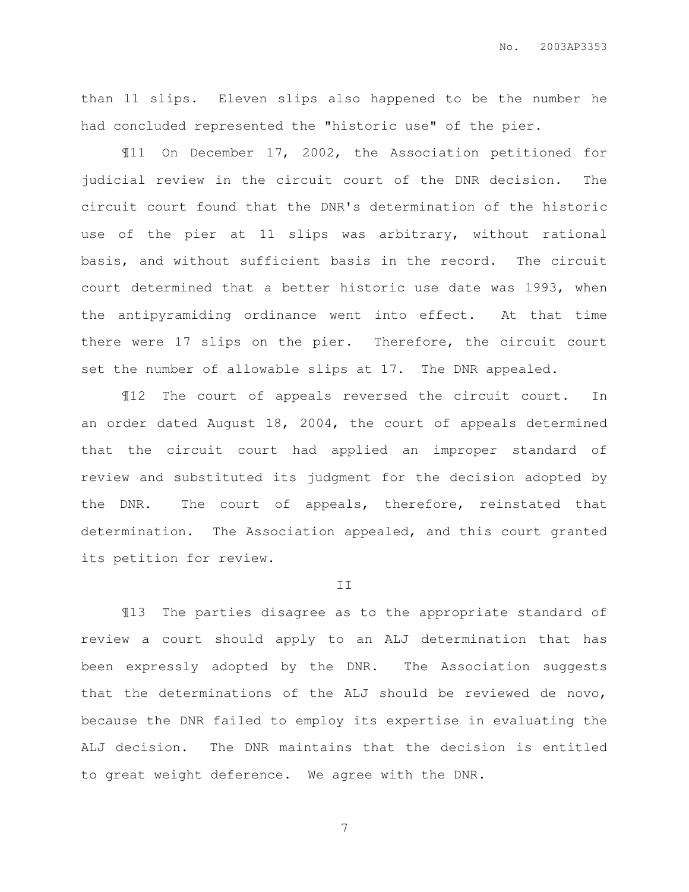than 11 slips. Eleven slips also happened to be the number he had concluded represented the "historic use" of the pier.

¶11 On December 17, 2002, the Association petitioned for judicial review in the circuit court of the DNR decision. The circuit court found that the DNR's determination of the historic use of the pier at 11 slips was arbitrary, without rational basis, and without sufficient basis in the record. The circuit court determined that a better historic use date was 1993, when the antipyramiding ordinance went into effect. At that time there were 17 slips on the pier. Therefore, the circuit court set the number of allowable slips at 17. The DNR appealed.

¶12 The court of appeals reversed the circuit court. In an order dated August 18, 2004, the court of appeals determined that the circuit court had applied an improper standard of review and substituted its judgment for the decision adopted by the DNR. The court of appeals, therefore, reinstated that determination. The Association appealed, and this court granted its petition for review.

## II

¶13 The parties disagree as to the appropriate standard of review a court should apply to an ALJ determination that has been expressly adopted by the DNR. The Association suggests that the determinations of the ALJ should be reviewed de novo, because the DNR failed to employ its expertise in evaluating the ALJ decision. The DNR maintains that the decision is entitled to great weight deference. We agree with the DNR.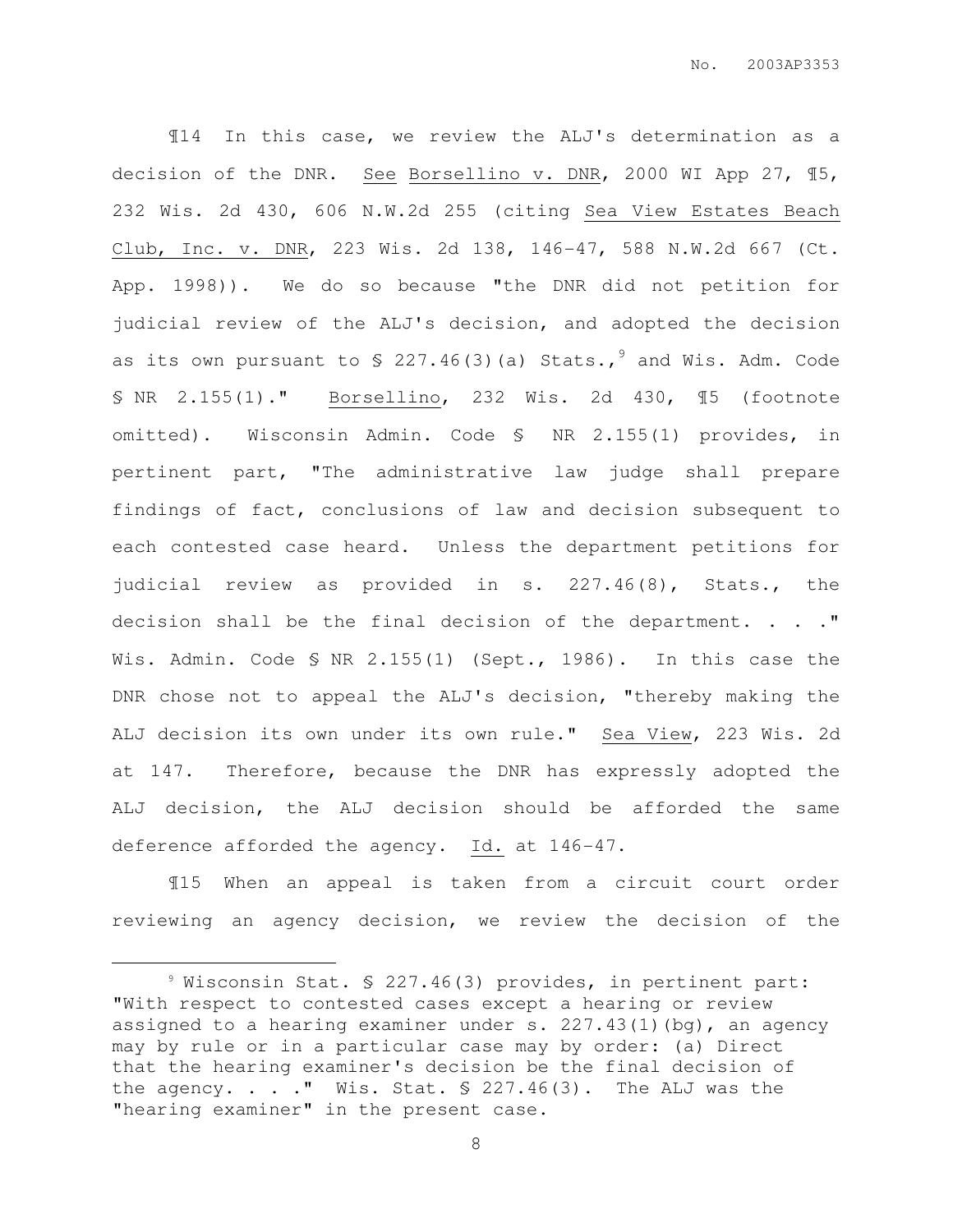¶14 In this case, we review the ALJ's determination as a decision of the DNR. See Borsellino v. DNR, 2000 WI App 27, ¶5, 232 Wis. 2d 430, 606 N.W.2d 255 (citing Sea View Estates Beach Club, Inc. v. DNR, 223 Wis. 2d 138, 146-47, 588 N.W.2d 667 (Ct. App. 1998)). We do so because "the DNR did not petition for judicial review of the ALJ's decision, and adopted the decision as its own pursuant to § 227.46(3)(a) Stats.,[9] and Wis. Adm. Code § NR 2.155(1)." Borsellino, 232 Wis. 2d 430, ¶5 (footnote omitted). Wisconsin Admin. Code § NR 2.155(1) provides, in pertinent part, "The administrative law judge shall prepare findings of fact, conclusions of law and decision subsequent to each contested case heard. Unless the department petitions for judicial review as provided in s. 227.46(8), Stats., the decision shall be the final decision of the department. . . ." Wis. Admin. Code § NR 2.155(1) (Sept., 1986). In this case the DNR chose not to appeal the ALJ's decision, "thereby making the ALJ decision its own under its own rule." Sea View, 223 Wis. 2d at 147. Therefore, because the DNR has expressly adopted the ALJ decision, the ALJ decision should be afforded the same deference afforded the agency. Id. at 146-47.

¶15 When an appeal is taken from a circuit court order reviewing an agency decision, we review the decision of the

---

[9] Wisconsin Stat. § 227.46(3) provides, in pertinent part: "With respect to contested cases except a hearing or review assigned to a hearing examiner under s. 227.43(1)(bg), an agency may by rule or in a particular case may by order: (a) Direct that the hearing examiner's decision be the final decision of the agency. . . ." Wis. Stat. § 227.46(3). The ALJ was the "hearing examiner" in the present case.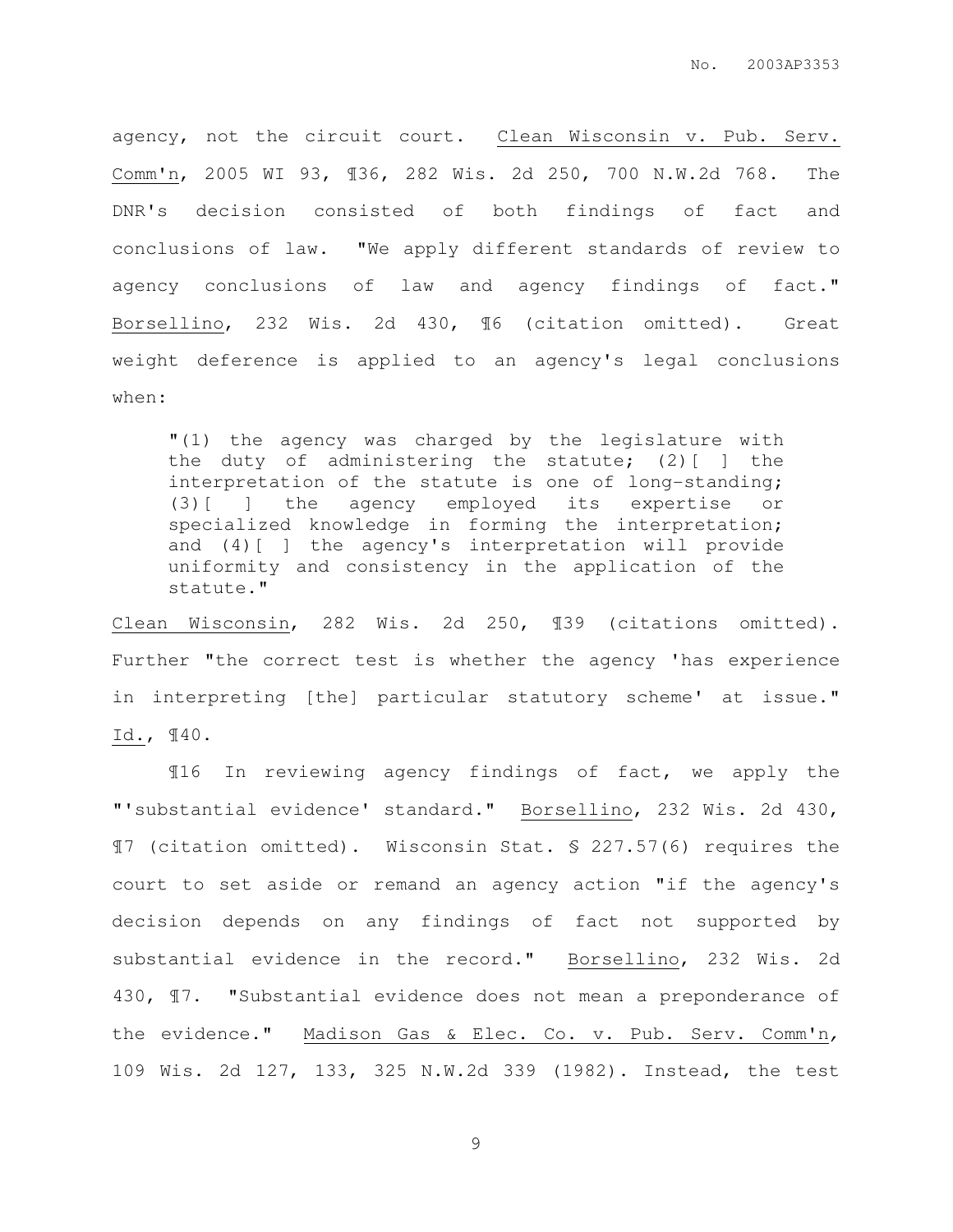agency, not the circuit court. Clean Wisconsin v. Pub. Serv. Comm'n, 2005 WI 93, ¶36, 282 Wis. 2d 250, 700 N.W.2d 768. The DNR's decision consisted of both findings of fact and conclusions of law. "We apply different standards of review to agency conclusions of law and agency findings of fact." Borsellino, 232 Wis. 2d 430, ¶6 (citation omitted). Great weight deference is applied to an agency's legal conclusions when:

> "(1) the agency was charged by the legislature with the duty of administering the statute; (2)[ ] the interpretation of the statute is one of long-standing; (3)[ ] the agency employed its expertise or specialized knowledge in forming the interpretation; and (4)[ ] the agency's interpretation will provide uniformity and consistency in the application of the statute."

Clean Wisconsin, 282 Wis. 2d 250, ¶39 (citations omitted). Further "the correct test is whether the agency 'has experience in interpreting [the] particular statutory scheme' at issue." Id., ¶40.

¶16 In reviewing agency findings of fact, we apply the "'substantial evidence' standard." Borsellino, 232 Wis. 2d 430, ¶7 (citation omitted). Wisconsin Stat. § 227.57(6) requires the court to set aside or remand an agency action "if the agency's decision depends on any findings of fact not supported by substantial evidence in the record." Borsellino, 232 Wis. 2d 430, ¶7. "Substantial evidence does not mean a preponderance of the evidence." Madison Gas & Elec. Co. v. Pub. Serv. Comm'n, 109 Wis. 2d 127, 133, 325 N.W.2d 339 (1982). Instead, the test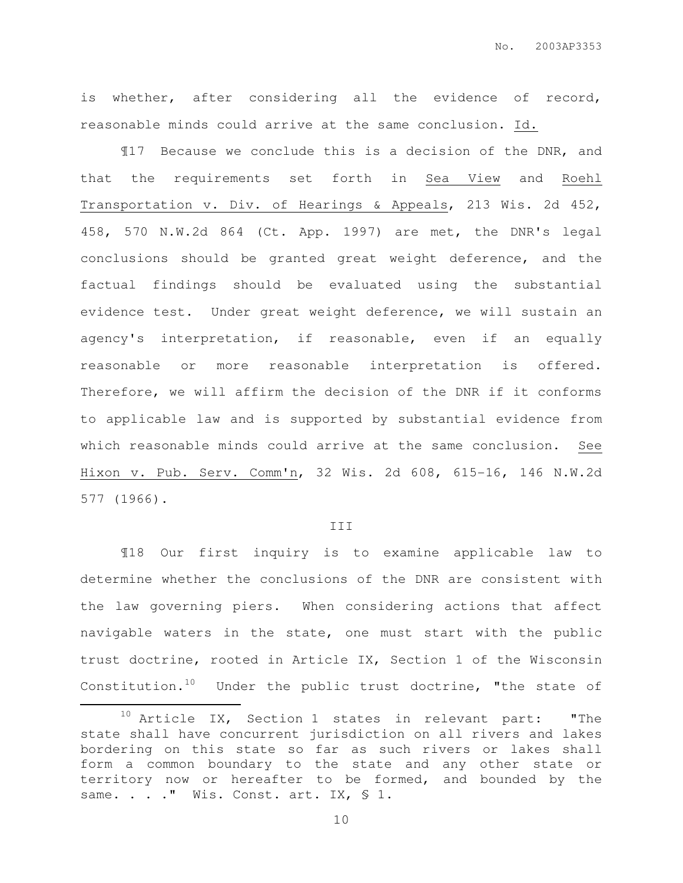is whether, after considering all the evidence of record, reasonable minds could arrive at the same conclusion. Id.

¶17 Because we conclude this is a decision of the DNR, and that the requirements set forth in Sea View and Roehl Transportation v. Div. of Hearings & Appeals, 213 Wis. 2d 452, 458, 570 N.W.2d 864 (Ct. App. 1997) are met, the DNR's legal conclusions should be granted great weight deference, and the factual findings should be evaluated using the substantial evidence test. Under great weight deference, we will sustain an agency's interpretation, if reasonable, even if an equally reasonable or more reasonable interpretation is offered. Therefore, we will affirm the decision of the DNR if it conforms to applicable law and is supported by substantial evidence from which reasonable minds could arrive at the same conclusion. See Hixon v. Pub. Serv. Comm'n, 32 Wis. 2d 608, 615-16, 146 N.W.2d 577 (1966).

## III

¶18 Our first inquiry is to examine applicable law to determine whether the conclusions of the DNR are consistent with the law governing piers. When considering actions that affect navigable waters in the state, one must start with the public trust doctrine, rooted in Article IX, Section 1 of the Wisconsin Constitution.[10] Under the public trust doctrine, "the state of

[10] Article IX, Section 1 states in relevant part: "The state shall have concurrent jurisdiction on all rivers and lakes bordering on this state so far as such rivers or lakes shall form a common boundary to the state and any other state or territory now or hereafter to be formed, and bounded by the same. . . ." Wis. Const. art. IX, § 1.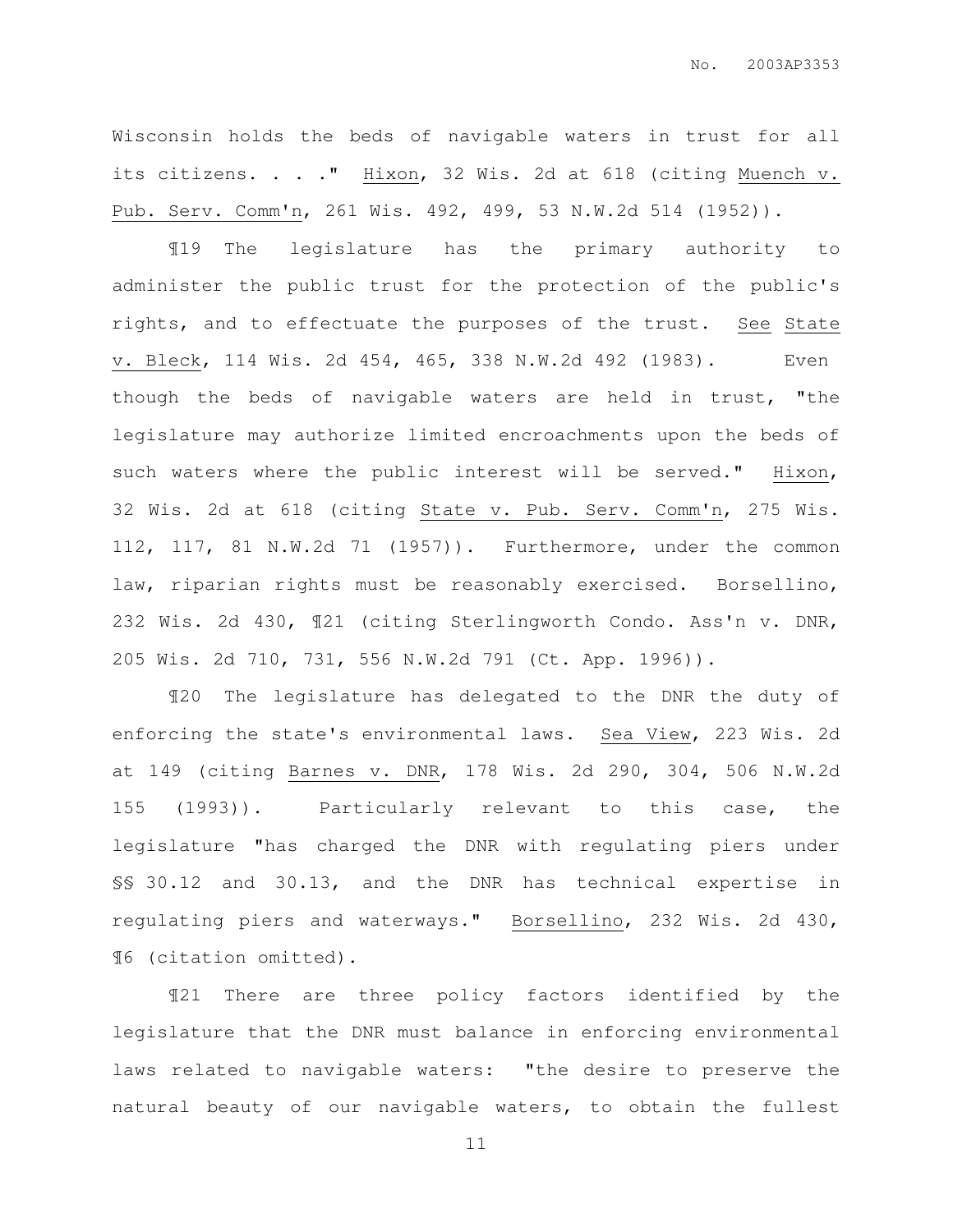Wisconsin holds the beds of navigable waters in trust for all its citizens. . . ." Hixon, 32 Wis. 2d at 618 (citing Muench v. Pub. Serv. Comm'n, 261 Wis. 492, 499, 53 N.W.2d 514 (1952)).

¶19 The legislature has the primary authority to administer the public trust for the protection of the public's rights, and to effectuate the purposes of the trust. See State v. Bleck, 114 Wis. 2d 454, 465, 338 N.W.2d 492 (1983). Even though the beds of navigable waters are held in trust, "the legislature may authorize limited encroachments upon the beds of such waters where the public interest will be served." Hixon, 32 Wis. 2d at 618 (citing State v. Pub. Serv. Comm'n, 275 Wis. 112, 117, 81 N.W.2d 71 (1957)). Furthermore, under the common law, riparian rights must be reasonably exercised. Borsellino, 232 Wis. 2d 430, ¶21 (citing Sterlingworth Condo. Ass'n v. DNR, 205 Wis. 2d 710, 731, 556 N.W.2d 791 (Ct. App. 1996)).

¶20 The legislature has delegated to the DNR the duty of enforcing the state's environmental laws. Sea View, 223 Wis. 2d at 149 (citing Barnes v. DNR, 178 Wis. 2d 290, 304, 506 N.W.2d 155 (1993)). Particularly relevant to this case, the legislature "has charged the DNR with regulating piers under §§ 30.12 and 30.13, and the DNR has technical expertise in regulating piers and waterways." Borsellino, 232 Wis. 2d 430, ¶6 (citation omitted).

¶21 There are three policy factors identified by the legislature that the DNR must balance in enforcing environmental laws related to navigable waters: "the desire to preserve the natural beauty of our navigable waters, to obtain the fullest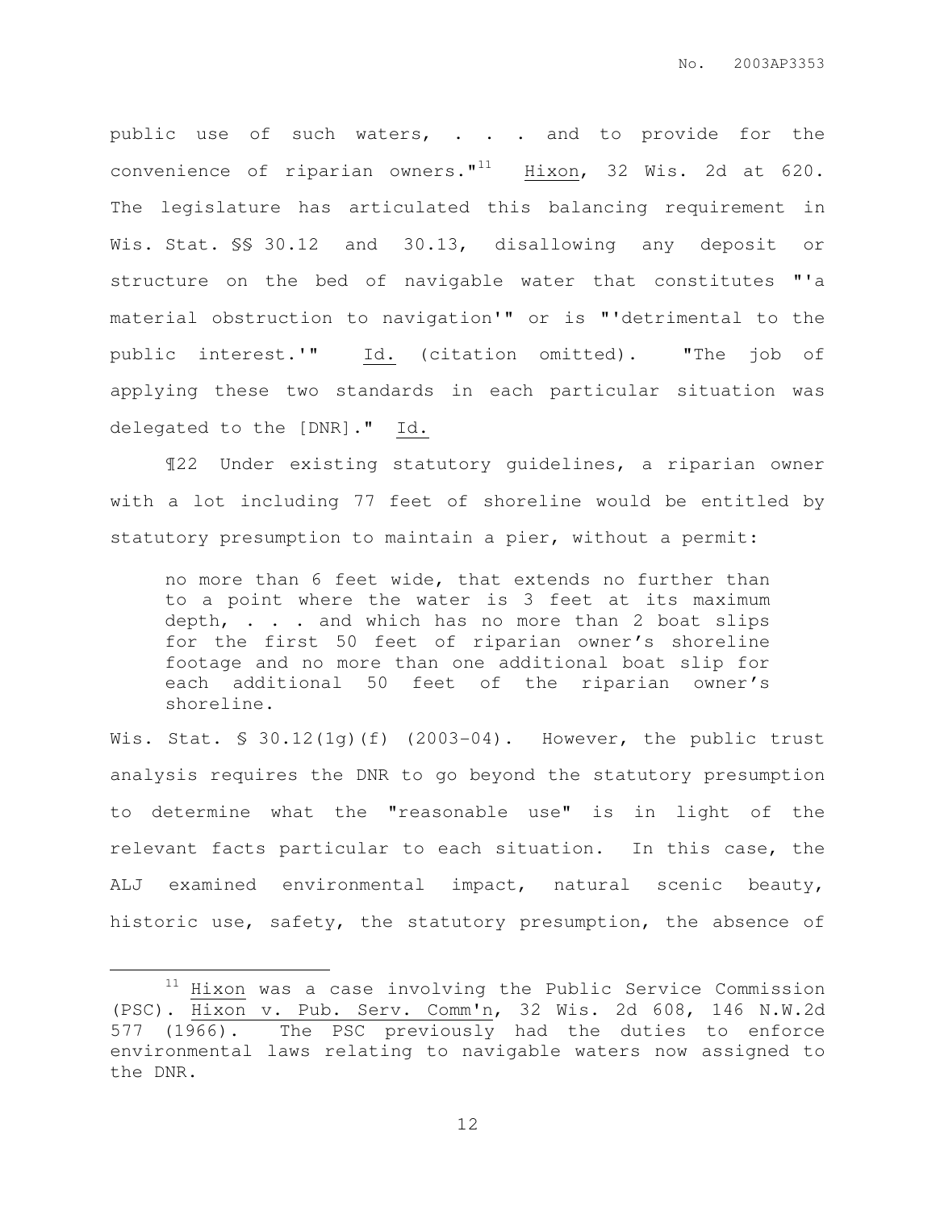public use of such waters, . . . and to provide for the convenience of riparian owners."[11] Hixon, 32 Wis. 2d at 620. The legislature has articulated this balancing requirement in Wis. Stat. §§ 30.12 and 30.13, disallowing any deposit or structure on the bed of navigable water that constitutes "'a material obstruction to navigation'" or is "'detrimental to the public interest.'" Id. (citation omitted). "The job of applying these two standards in each particular situation was delegated to the [DNR]." Id.

¶22 Under existing statutory guidelines, a riparian owner with a lot including 77 feet of shoreline would be entitled by statutory presumption to maintain a pier, without a permit:

> no more than 6 feet wide, that extends no further than to a point where the water is 3 feet at its maximum depth, . . . and which has no more than 2 boat slips for the first 50 feet of riparian owner's shoreline footage and no more than one additional boat slip for each additional 50 feet of the riparian owner's shoreline.

Wis. Stat. § 30.12(1g)(f) (2003-04). However, the public trust analysis requires the DNR to go beyond the statutory presumption to determine what the "reasonable use" is in light of the relevant facts particular to each situation. In this case, the ALJ examined environmental impact, natural scenic beauty, historic use, safety, the statutory presumption, the absence of

---

[11] Hixon was a case involving the Public Service Commission (PSC). Hixon v. Pub. Serv. Comm'n, 32 Wis. 2d 608, 146 N.W.2d 577 (1966). The PSC previously had the duties to enforce environmental laws relating to navigable waters now assigned to the DNR.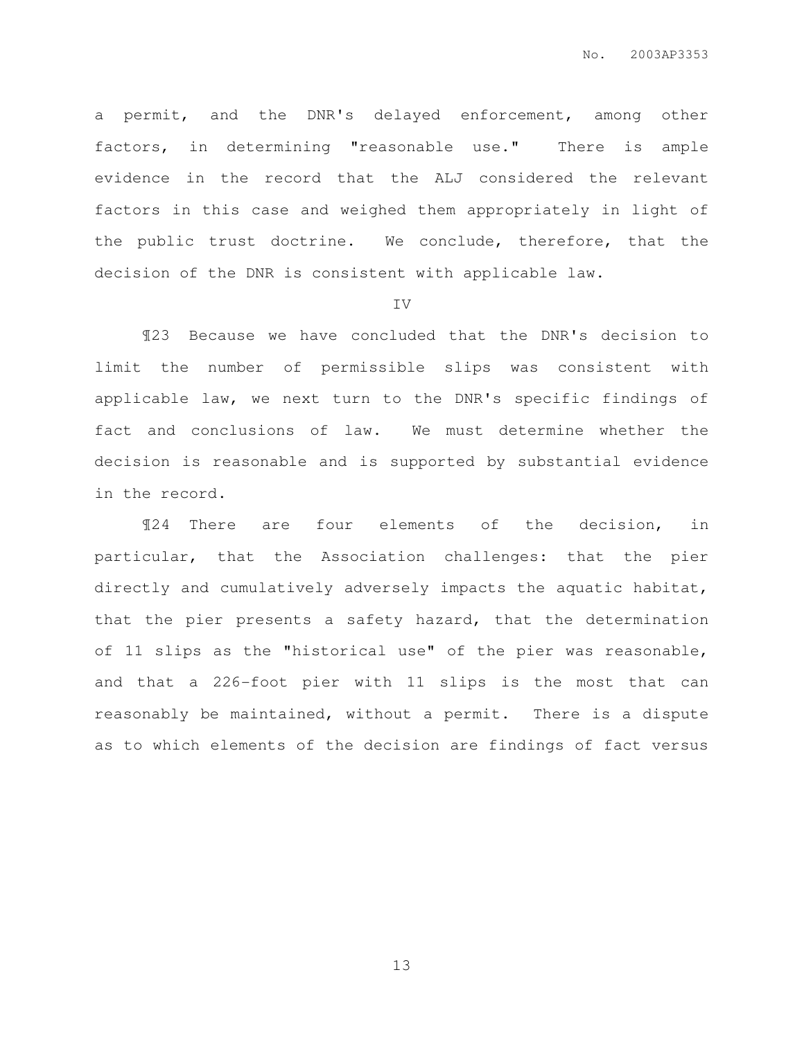a permit, and the DNR's delayed enforcement, among other factors, in determining "reasonable use." There is ample evidence in the record that the ALJ considered the relevant factors in this case and weighed them appropriately in light of the public trust doctrine. We conclude, therefore, that the decision of the DNR is consistent with applicable law.

IV

¶23 Because we have concluded that the DNR's decision to limit the number of permissible slips was consistent with applicable law, we next turn to the DNR's specific findings of fact and conclusions of law. We must determine whether the decision is reasonable and is supported by substantial evidence in the record.

¶24 There are four elements of the decision, in particular, that the Association challenges: that the pier directly and cumulatively adversely impacts the aquatic habitat, that the pier presents a safety hazard, that the determination of 11 slips as the "historical use" of the pier was reasonable, and that a 226-foot pier with 11 slips is the most that can reasonably be maintained, without a permit. There is a dispute as to which elements of the decision are findings of fact versus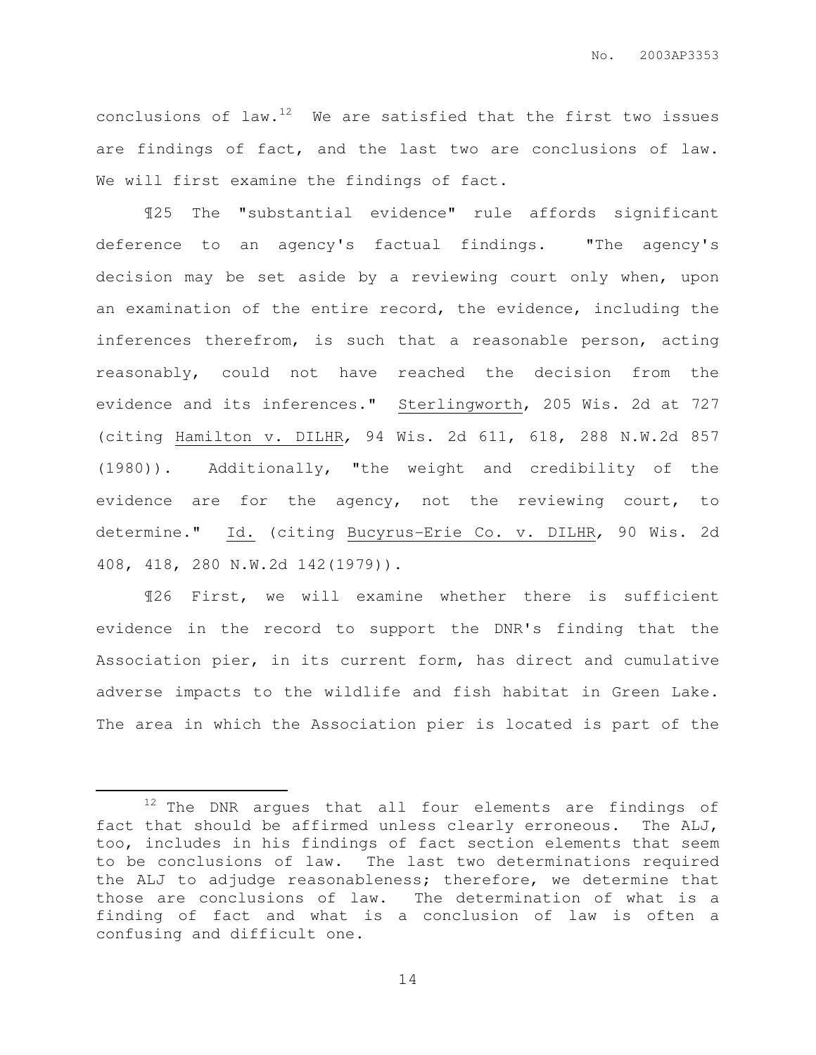conclusions of law.[12] We are satisfied that the first two issues are findings of fact, and the last two are conclusions of law. We will first examine the findings of fact.

¶25 The "substantial evidence" rule affords significant deference to an agency's factual findings. "The agency's decision may be set aside by a reviewing court only when, upon an examination of the entire record, the evidence, including the inferences therefrom, is such that a reasonable person, acting reasonably, could not have reached the decision from the evidence and its inferences." Sterlingworth, 205 Wis. 2d at 727 (citing Hamilton v. DILHR, 94 Wis. 2d 611, 618, 288 N.W.2d 857 (1980)). Additionally, "the weight and credibility of the evidence are for the agency, not the reviewing court, to determine." Id. (citing Bucyrus-Erie Co. v. DILHR, 90 Wis. 2d 408, 418, 280 N.W.2d 142(1979)).

¶26 First, we will examine whether there is sufficient evidence in the record to support the DNR's finding that the Association pier, in its current form, has direct and cumulative adverse impacts to the wildlife and fish habitat in Green Lake. The area in which the Association pier is located is part of the

---

[12] The DNR argues that all four elements are findings of fact that should be affirmed unless clearly erroneous. The ALJ, too, includes in his findings of fact section elements that seem to be conclusions of law. The last two determinations required the ALJ to adjudge reasonableness; therefore, we determine that those are conclusions of law. The determination of what is a finding of fact and what is a conclusion of law is often a confusing and difficult one.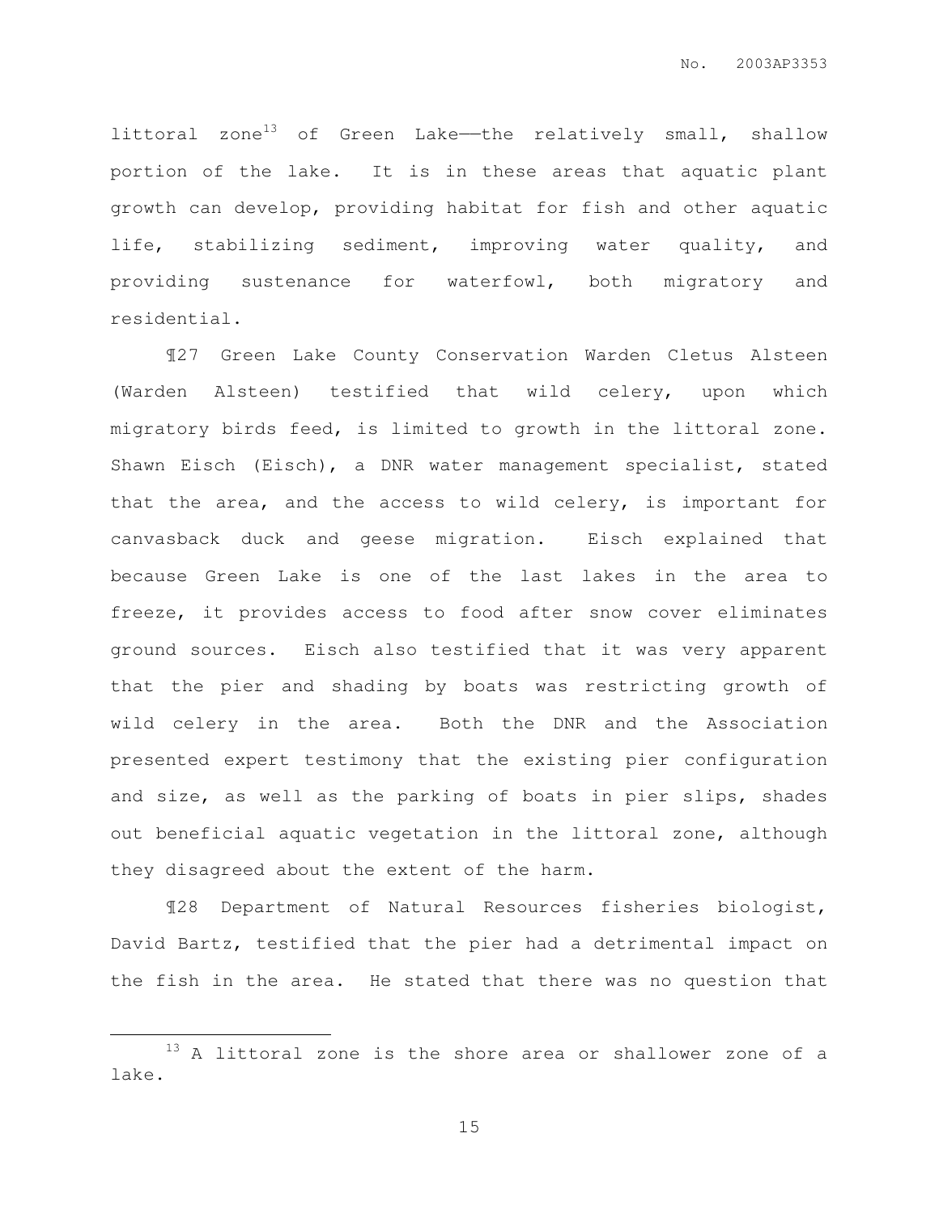littoral zone[13] of Green Lake——the relatively small, shallow portion of the lake. It is in these areas that aquatic plant growth can develop, providing habitat for fish and other aquatic life, stabilizing sediment, improving water quality, and providing sustenance for waterfowl, both migratory and residential.

¶27 Green Lake County Conservation Warden Cletus Alsteen (Warden Alsteen) testified that wild celery, upon which migratory birds feed, is limited to growth in the littoral zone. Shawn Eisch (Eisch), a DNR water management specialist, stated that the area, and the access to wild celery, is important for canvasback duck and geese migration. Eisch explained that because Green Lake is one of the last lakes in the area to freeze, it provides access to food after snow cover eliminates ground sources. Eisch also testified that it was very apparent that the pier and shading by boats was restricting growth of wild celery in the area. Both the DNR and the Association presented expert testimony that the existing pier configuration and size, as well as the parking of boats in pier slips, shades out beneficial aquatic vegetation in the littoral zone, although they disagreed about the extent of the harm.

¶28 Department of Natural Resources fisheries biologist, David Bartz, testified that the pier had a detrimental impact on the fish in the area. He stated that there was no question that

---

[13] A littoral zone is the shore area or shallower zone of a lake.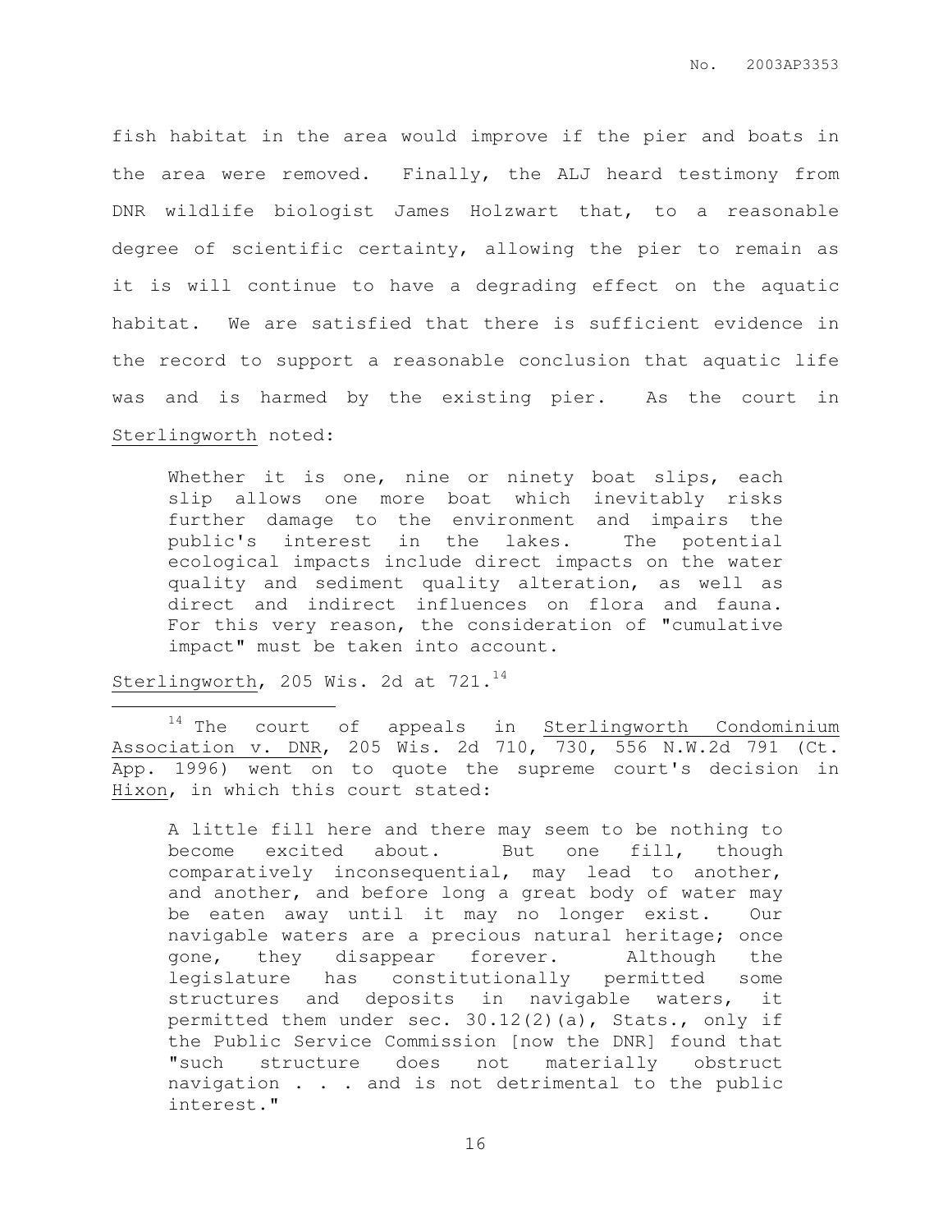fish habitat in the area would improve if the pier and boats in the area were removed. Finally, the ALJ heard testimony from DNR wildlife biologist James Holzwart that, to a reasonable degree of scientific certainty, allowing the pier to remain as it is will continue to have a degrading effect on the aquatic habitat. We are satisfied that there is sufficient evidence in the record to support a reasonable conclusion that aquatic life was and is harmed by the existing pier. As the court in Sterlingworth noted:

> Whether it is one, nine or ninety boat slips, each slip allows one more boat which inevitably risks further damage to the environment and impairs the public's interest in the lakes. The potential ecological impacts include direct impacts on the water quality and sediment quality alteration, as well as direct and indirect influences on flora and fauna. For this very reason, the consideration of "cumulative impact" must be taken into account.

Sterlingworth, 205 Wis. 2d at 721.[14]

---

[14] The court of appeals in Sterlingworth Condominium Association v. DNR, 205 Wis. 2d 710, 730, 556 N.W.2d 791 (Ct. App. 1996) went on to quote the supreme court's decision in Hixon, in which this court stated:

> A little fill here and there may seem to be nothing to become excited about. But one fill, though comparatively inconsequential, may lead to another, and another, and before long a great body of water may be eaten away until it may no longer exist. Our navigable waters are a precious natural heritage; once gone, they disappear forever. Although the legislature has constitutionally permitted some structures and deposits in navigable waters, it permitted them under sec. 30.12(2)(a), Stats., only if the Public Service Commission [now the DNR] found that "such structure does not materially obstruct navigation . . . and is not detrimental to the public interest."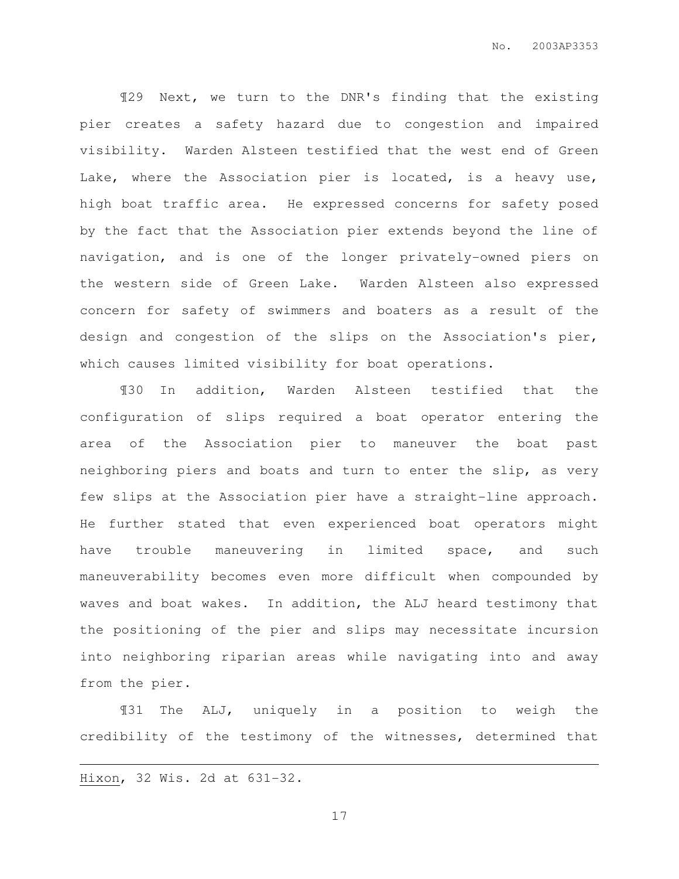¶29 Next, we turn to the DNR's finding that the existing pier creates a safety hazard due to congestion and impaired visibility. Warden Alsteen testified that the west end of Green Lake, where the Association pier is located, is a heavy use, high boat traffic area. He expressed concerns for safety posed by the fact that the Association pier extends beyond the line of navigation, and is one of the longer privately-owned piers on the western side of Green Lake. Warden Alsteen also expressed concern for safety of swimmers and boaters as a result of the design and congestion of the slips on the Association's pier, which causes limited visibility for boat operations.

¶30 In addition, Warden Alsteen testified that the configuration of slips required a boat operator entering the area of the Association pier to maneuver the boat past neighboring piers and boats and turn to enter the slip, as very few slips at the Association pier have a straight-line approach. He further stated that even experienced boat operators might have trouble maneuvering in limited space, and such maneuverability becomes even more difficult when compounded by waves and boat wakes. In addition, the ALJ heard testimony that the positioning of the pier and slips may necessitate incursion into neighboring riparian areas while navigating into and away from the pier.

¶31 The ALJ, uniquely in a position to weigh the credibility of the testimony of the witnesses, determined that

---

Hixon, 32 Wis. 2d at 631-32.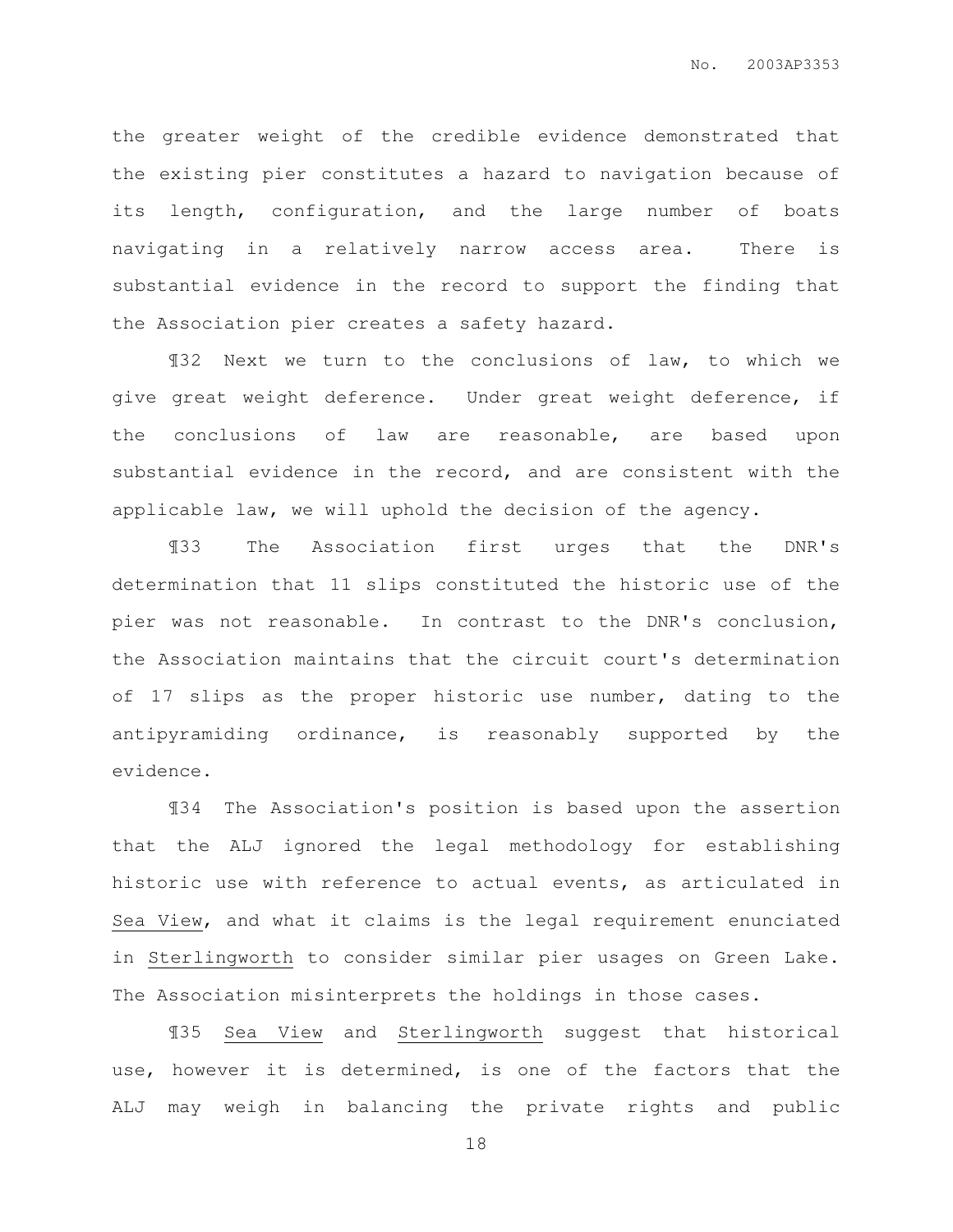the greater weight of the credible evidence demonstrated that the existing pier constitutes a hazard to navigation because of its length, configuration, and the large number of boats navigating in a relatively narrow access area. There is substantial evidence in the record to support the finding that the Association pier creates a safety hazard.

¶32 Next we turn to the conclusions of law, to which we give great weight deference. Under great weight deference, if the conclusions of law are reasonable, are based upon substantial evidence in the record, and are consistent with the applicable law, we will uphold the decision of the agency.

¶33 The Association first urges that the DNR's determination that 11 slips constituted the historic use of the pier was not reasonable. In contrast to the DNR's conclusion, the Association maintains that the circuit court's determination of 17 slips as the proper historic use number, dating to the antipyramiding ordinance, is reasonably supported by the evidence.

¶34 The Association's position is based upon the assertion that the ALJ ignored the legal methodology for establishing historic use with reference to actual events, as articulated in <u>Sea View</u>, and what it claims is the legal requirement enunciated in <u>Sterlingworth</u> to consider similar pier usages on Green Lake. The Association misinterprets the holdings in those cases.

¶35 <u>Sea View</u> and <u>Sterlingworth</u> suggest that historical use, however it is determined, is one of the factors that the ALJ may weigh in balancing the private rights and public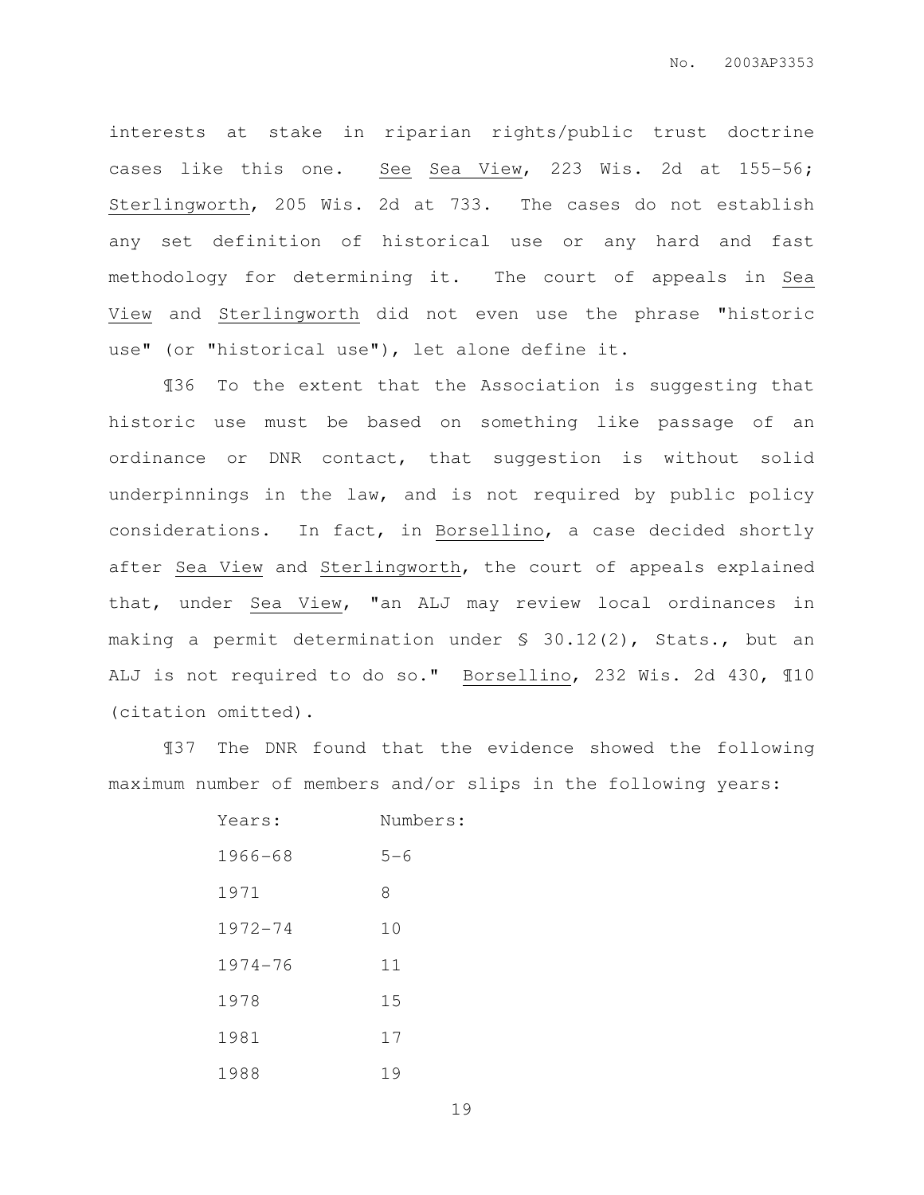interests at stake in riparian rights/public trust doctrine cases like this one. See Sea View, 223 Wis. 2d at 155-56; Sterlingworth, 205 Wis. 2d at 733. The cases do not establish any set definition of historical use or any hard and fast methodology for determining it. The court of appeals in Sea View and Sterlingworth did not even use the phrase "historic use" (or "historical use"), let alone define it.

¶36 To the extent that the Association is suggesting that historic use must be based on something like passage of an ordinance or DNR contact, that suggestion is without solid underpinnings in the law, and is not required by public policy considerations. In fact, in Borsellino, a case decided shortly after Sea View and Sterlingworth, the court of appeals explained that, under Sea View, "an ALJ may review local ordinances in making a permit determination under § 30.12(2), Stats., but an ALJ is not required to do so." Borsellino, 232 Wis. 2d 430, ¶10 (citation omitted).

¶37 The DNR found that the evidence showed the following maximum number of members and/or slips in the following years:

| Years: | Numbers: |
|---|---|
| 1966-68 | 5-6 |
| 1971 | 8 |
| 1972-74 | 10 |
| 1974-76 | 11 |
| 1978 | 15 |
| 1981 | 17 |
| 1988 | 19 |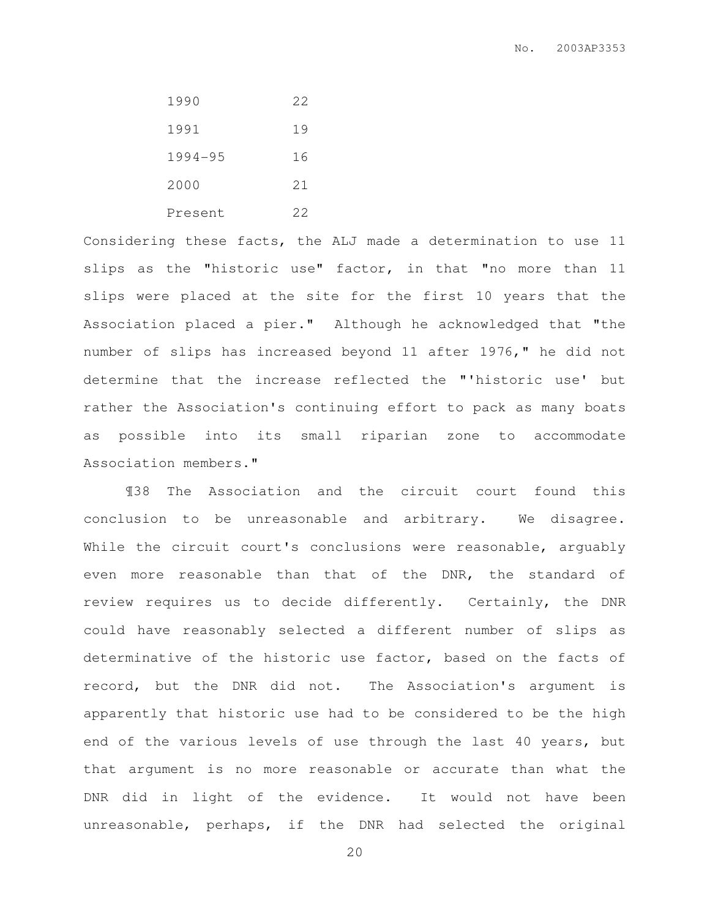| | |
|---|---|
| 1990 | 22 |
| 1991 | 19 |
| 1994-95 | 16 |
| 2000 | 21 |
| Present | 22 |

Considering these facts, the ALJ made a determination to use 11 slips as the "historic use" factor, in that "no more than 11 slips were placed at the site for the first 10 years that the Association placed a pier." Although he acknowledged that "the number of slips has increased beyond 11 after 1976," he did not determine that the increase reflected the "'historic use' but rather the Association's continuing effort to pack as many boats as possible into its small riparian zone to accommodate Association members."

¶38 The Association and the circuit court found this conclusion to be unreasonable and arbitrary. We disagree. While the circuit court's conclusions were reasonable, arguably even more reasonable than that of the DNR, the standard of review requires us to decide differently. Certainly, the DNR could have reasonably selected a different number of slips as determinative of the historic use factor, based on the facts of record, but the DNR did not. The Association's argument is apparently that historic use had to be considered to be the high end of the various levels of use through the last 40 years, but that argument is no more reasonable or accurate than what the DNR did in light of the evidence. It would not have been unreasonable, perhaps, if the DNR had selected the original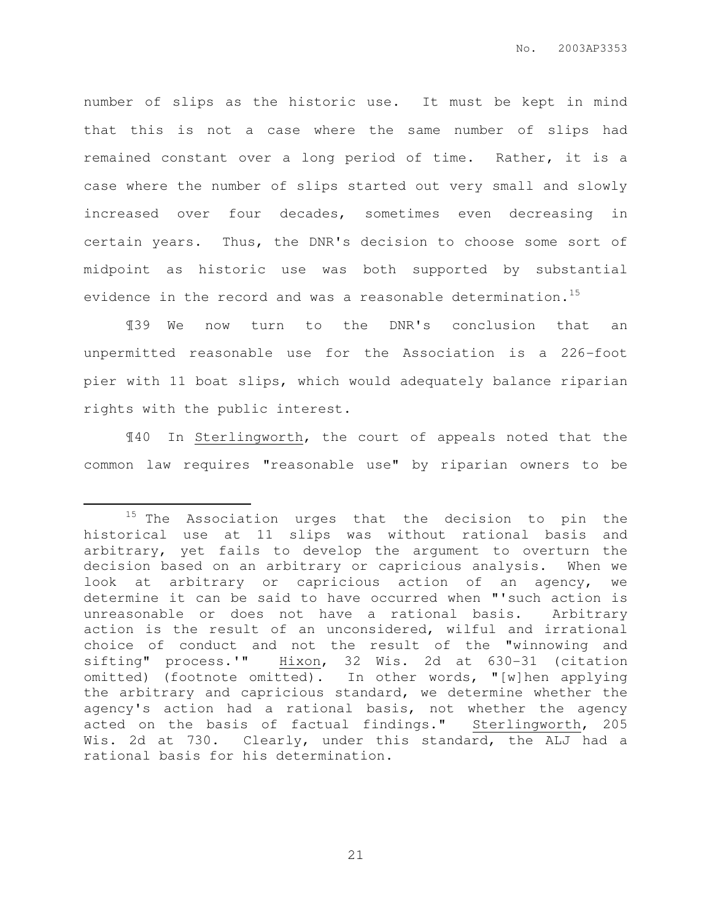number of slips as the historic use. It must be kept in mind that this is not a case where the same number of slips had remained constant over a long period of time. Rather, it is a case where the number of slips started out very small and slowly increased over four decades, sometimes even decreasing in certain years. Thus, the DNR's decision to choose some sort of midpoint as historic use was both supported by substantial evidence in the record and was a reasonable determination.[15]

¶39 We now turn to the DNR's conclusion that an unpermitted reasonable use for the Association is a 226-foot pier with 11 boat slips, which would adequately balance riparian rights with the public interest.

¶40 In Sterlingworth, the court of appeals noted that the common law requires "reasonable use" by riparian owners to be

---

[15] The Association urges that the decision to pin the historical use at 11 slips was without rational basis and arbitrary, yet fails to develop the argument to overturn the decision based on an arbitrary or capricious analysis. When we look at arbitrary or capricious action of an agency, we determine it can be said to have occurred when "'such action is unreasonable or does not have a rational basis. Arbitrary action is the result of an unconsidered, wilful and irrational choice of conduct and not the result of the "winnowing and sifting" process.'" Hixon, 32 Wis. 2d at 630-31 (citation omitted) (footnote omitted). In other words, "[w]hen applying the arbitrary and capricious standard, we determine whether the agency's action had a rational basis, not whether the agency acted on the basis of factual findings." Sterlingworth, 205 Wis. 2d at 730. Clearly, under this standard, the ALJ had a rational basis for his determination.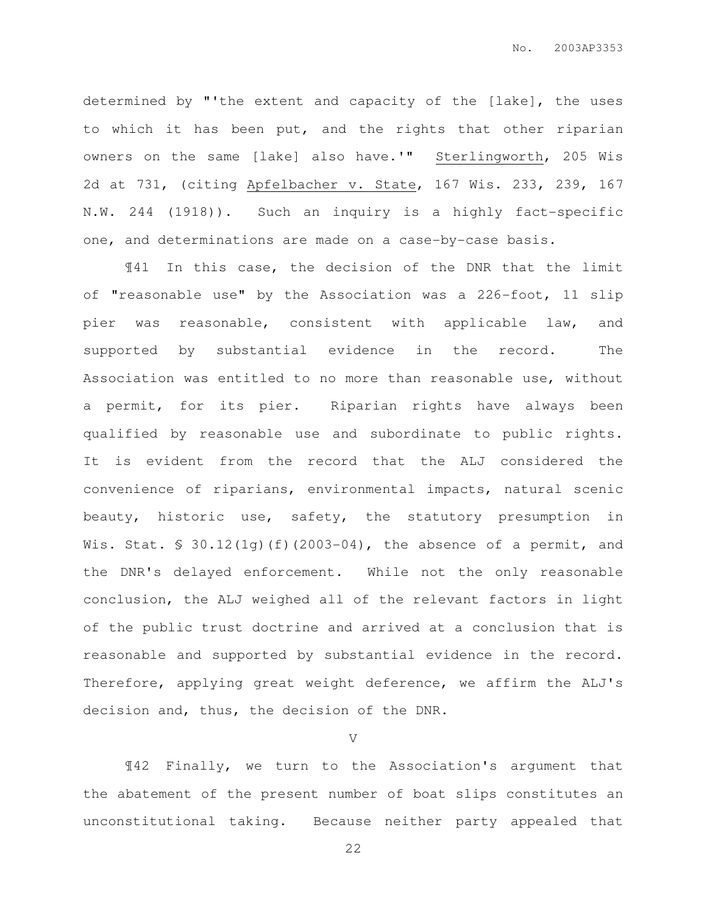determined by "'the extent and capacity of the [lake], the uses to which it has been put, and the rights that other riparian owners on the same [lake] also have.'" Sterlingworth, 205 Wis 2d at 731, (citing Apfelbacher v. State, 167 Wis. 233, 239, 167 N.W. 244 (1918)). Such an inquiry is a highly fact-specific one, and determinations are made on a case-by-case basis.

¶41 In this case, the decision of the DNR that the limit of "reasonable use" by the Association was a 226-foot, 11 slip pier was reasonable, consistent with applicable law, and supported by substantial evidence in the record. The Association was entitled to no more than reasonable use, without a permit, for its pier. Riparian rights have always been qualified by reasonable use and subordinate to public rights. It is evident from the record that the ALJ considered the convenience of riparians, environmental impacts, natural scenic beauty, historic use, safety, the statutory presumption in Wis. Stat. § 30.12(1g)(f)(2003-04), the absence of a permit, and the DNR's delayed enforcement. While not the only reasonable conclusion, the ALJ weighed all of the relevant factors in light of the public trust doctrine and arrived at a conclusion that is reasonable and supported by substantial evidence in the record. Therefore, applying great weight deference, we affirm the ALJ's decision and, thus, the decision of the DNR.

V

¶42 Finally, we turn to the Association's argument that the abatement of the present number of boat slips constitutes an unconstitutional taking. Because neither party appealed that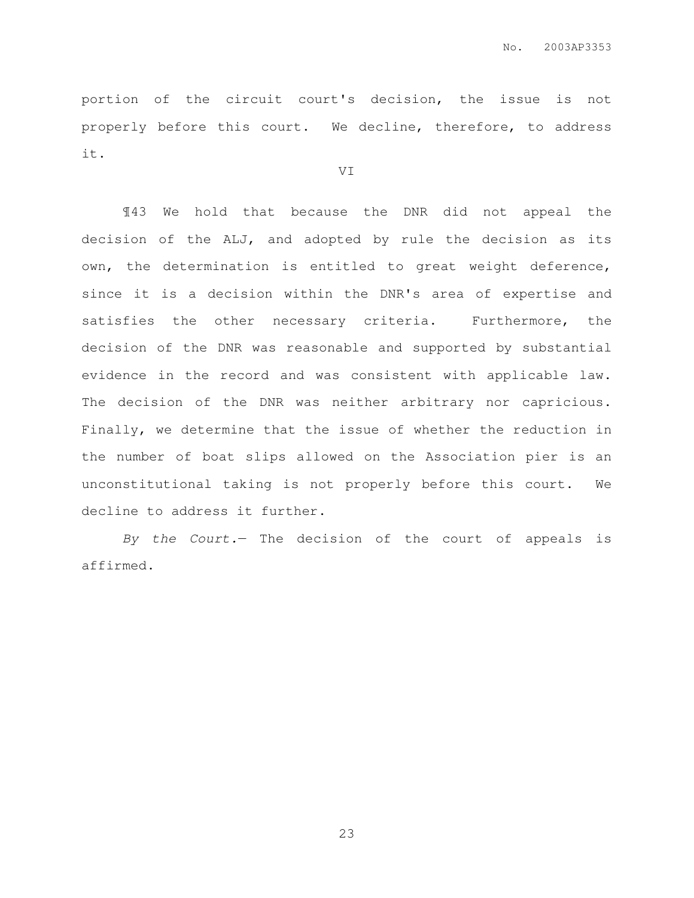portion of the circuit court's decision, the issue is not properly before this court. We decline, therefore, to address it.

## VI

¶43 We hold that because the DNR did not appeal the decision of the ALJ, and adopted by rule the decision as its own, the determination is entitled to great weight deference, since it is a decision within the DNR's area of expertise and satisfies the other necessary criteria. Furthermore, the decision of the DNR was reasonable and supported by substantial evidence in the record and was consistent with applicable law. The decision of the DNR was neither arbitrary nor capricious. Finally, we determine that the issue of whether the reduction in the number of boat slips allowed on the Association pier is an unconstitutional taking is not properly before this court. We decline to address it further.

*By the Court.*— The decision of the court of appeals is affirmed.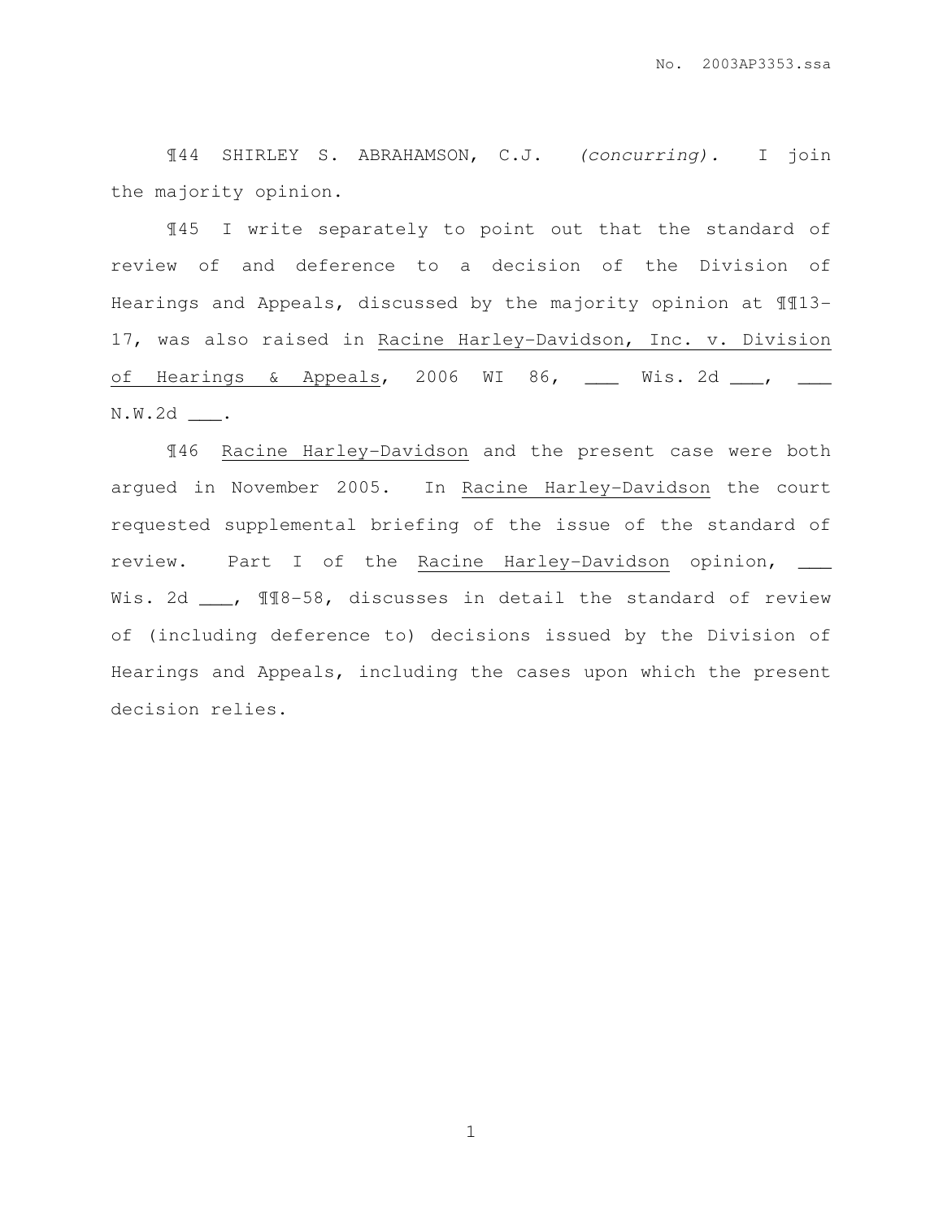¶44 SHIRLEY S. ABRAHAMSON, C.J. *(concurring).* I join the majority opinion.

¶45 I write separately to point out that the standard of review of and deference to a decision of the Division of Hearings and Appeals, discussed by the majority opinion at ¶¶13-17, was also raised in Racine Harley-Davidson, Inc. v. Division of Hearings & Appeals, 2006 WI 86, ___ Wis. 2d ___, ___ N.W.2d ___.

¶46 Racine Harley-Davidson and the present case were both argued in November 2005. In Racine Harley-Davidson the court requested supplemental briefing of the issue of the standard of review. Part I of the Racine Harley-Davidson opinion, ___ Wis. 2d ___, ¶¶8-58, discusses in detail the standard of review of (including deference to) decisions issued by the Division of Hearings and Appeals, including the cases upon which the present decision relies.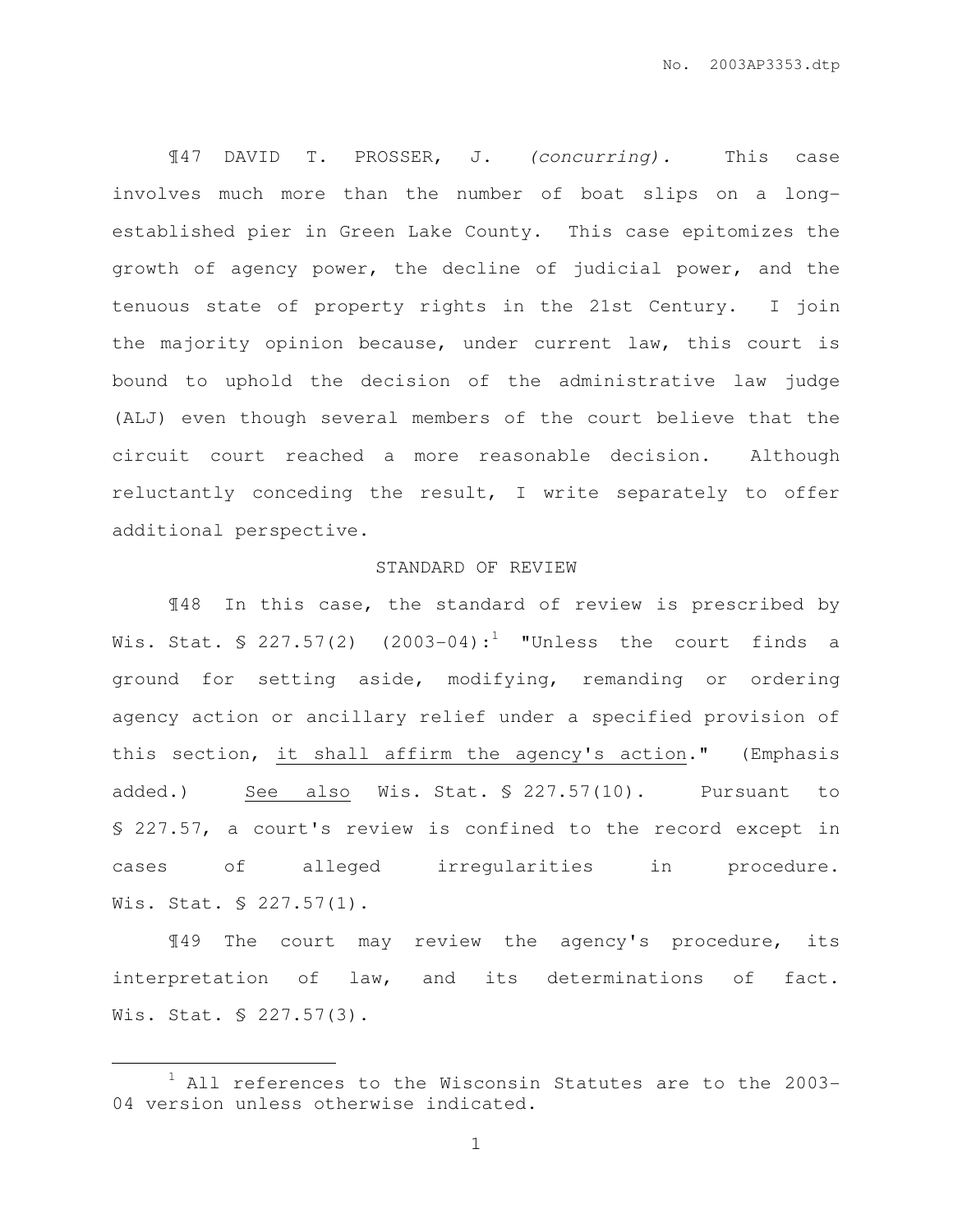¶47 DAVID T. PROSSER, J. *(concurring).* This case involves much more than the number of boat slips on a long-established pier in Green Lake County. This case epitomizes the growth of agency power, the decline of judicial power, and the tenuous state of property rights in the 21st Century. I join the majority opinion because, under current law, this court is bound to uphold the decision of the administrative law judge (ALJ) even though several members of the court believe that the circuit court reached a more reasonable decision. Although reluctantly conceding the result, I write separately to offer additional perspective.

## STANDARD OF REVIEW

¶48 In this case, the standard of review is prescribed by Wis. Stat. § 227.57(2) (2003-04):[1] "Unless the court finds a ground for setting aside, modifying, remanding or ordering agency action or ancillary relief under a specified provision of this section, <u>it shall affirm the agency's action</u>." (Emphasis added.) <u>See also</u> Wis. Stat. § 227.57(10). Pursuant to § 227.57, a court's review is confined to the record except in cases of alleged irregularities in procedure. Wis. Stat. § 227.57(1).

¶49 The court may review the agency's procedure, its interpretation of law, and its determinations of fact. Wis. Stat. § 227.57(3).

---

[1] All references to the Wisconsin Statutes are to the 2003-04 version unless otherwise indicated.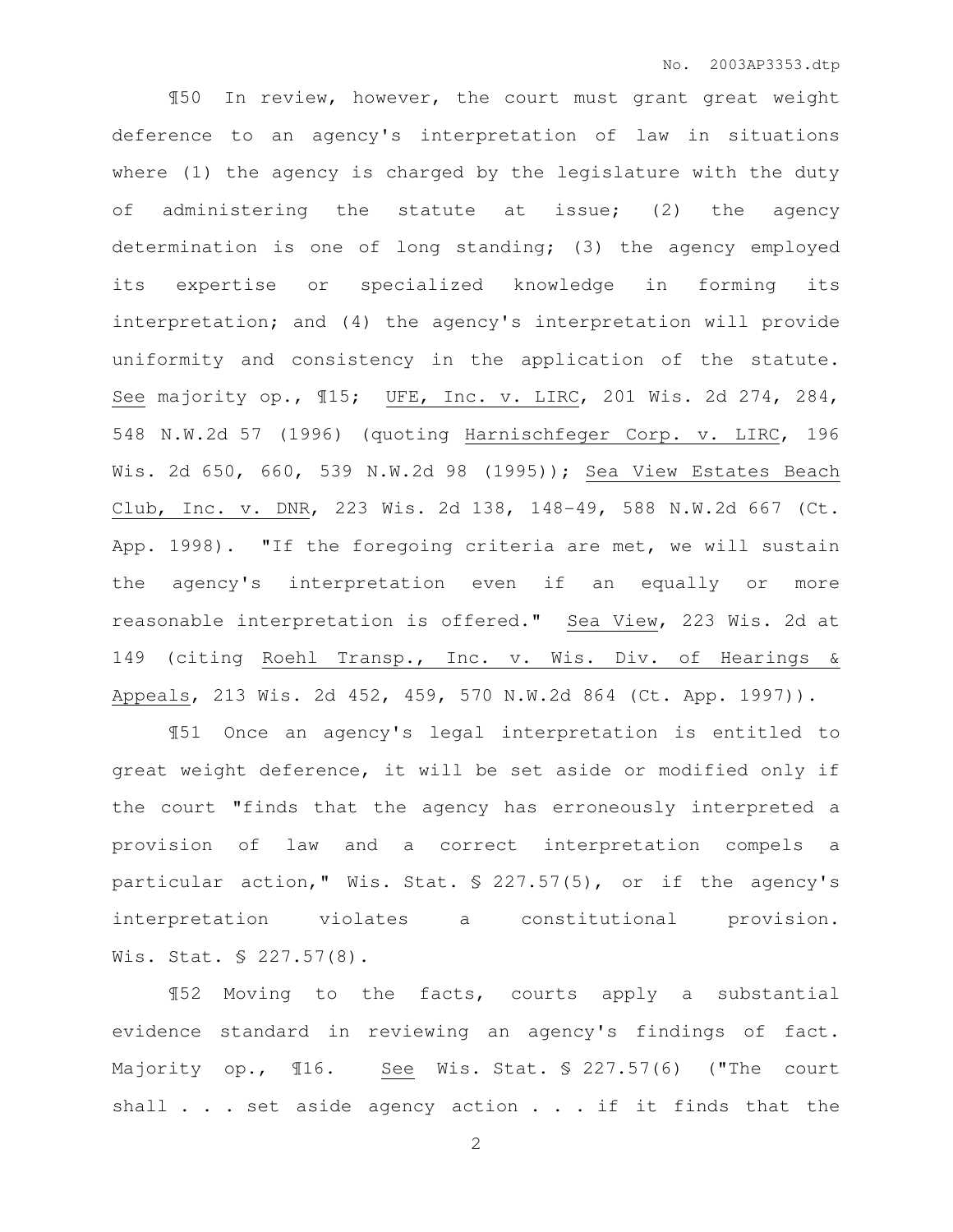¶50 In review, however, the court must grant great weight deference to an agency's interpretation of law in situations where (1) the agency is charged by the legislature with the duty of administering the statute at issue; (2) the agency determination is one of long standing; (3) the agency employed its expertise or specialized knowledge in forming its interpretation; and (4) the agency's interpretation will provide uniformity and consistency in the application of the statute. See majority op., ¶15; UFE, Inc. v. LIRC, 201 Wis. 2d 274, 284, 548 N.W.2d 57 (1996) (quoting Harnischfeger Corp. v. LIRC, 196 Wis. 2d 650, 660, 539 N.W.2d 98 (1995)); Sea View Estates Beach Club, Inc. v. DNR, 223 Wis. 2d 138, 148-49, 588 N.W.2d 667 (Ct. App. 1998). "If the foregoing criteria are met, we will sustain the agency's interpretation even if an equally or more reasonable interpretation is offered." Sea View, 223 Wis. 2d at 149 (citing Roehl Transp., Inc. v. Wis. Div. of Hearings & Appeals, 213 Wis. 2d 452, 459, 570 N.W.2d 864 (Ct. App. 1997)).

¶51 Once an agency's legal interpretation is entitled to great weight deference, it will be set aside or modified only if the court "finds that the agency has erroneously interpreted a provision of law and a correct interpretation compels a particular action," Wis. Stat. § 227.57(5), or if the agency's interpretation violates a constitutional provision. Wis. Stat. § 227.57(8).

¶52 Moving to the facts, courts apply a substantial evidence standard in reviewing an agency's findings of fact. Majority op., ¶16. See Wis. Stat. § 227.57(6) ("The court shall . . . set aside agency action . . . if it finds that the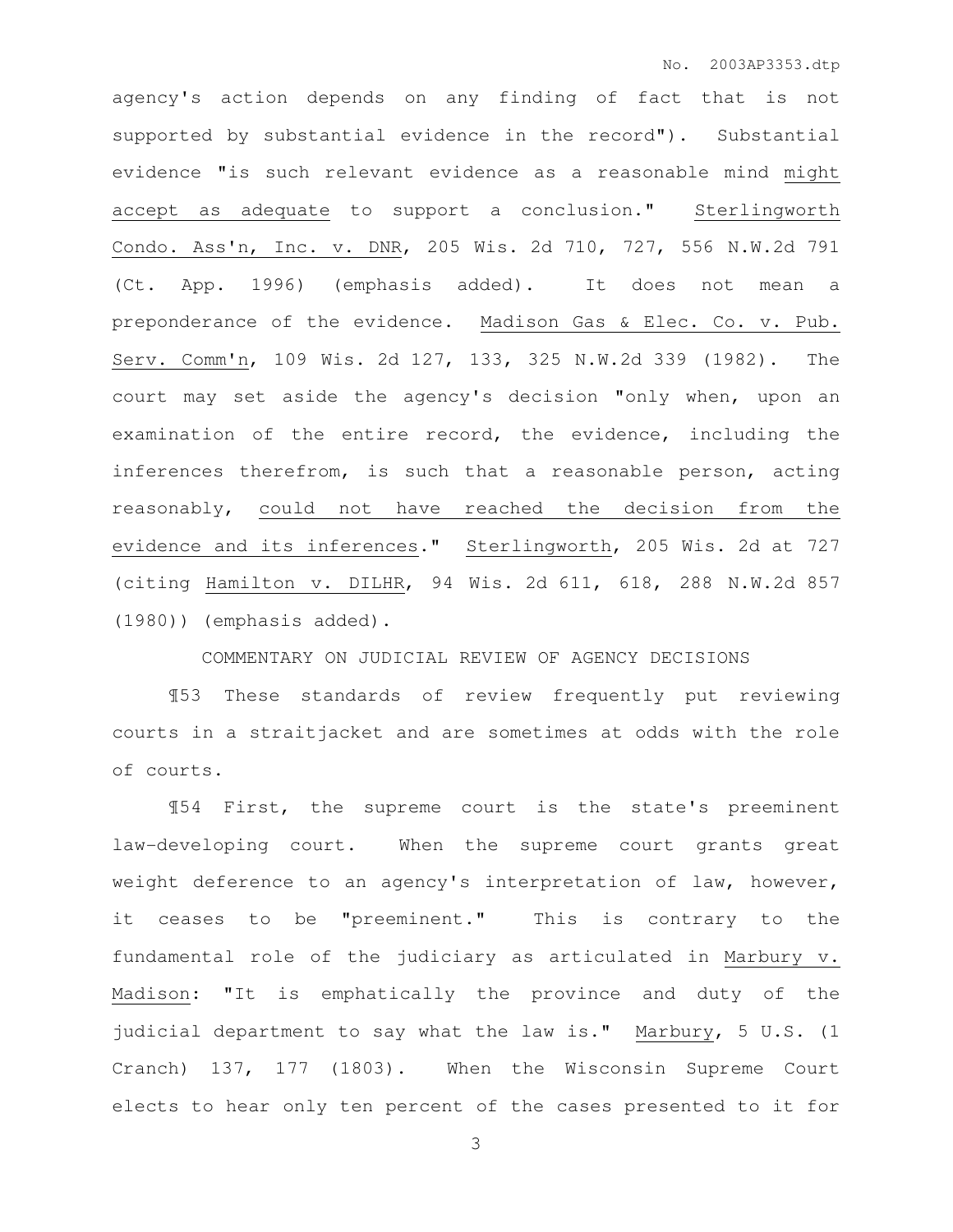agency's action depends on any finding of fact that is not supported by substantial evidence in the record"). Substantial evidence "is such relevant evidence as a reasonable mind <u>might accept as adequate</u> to support a conclusion." <u>Sterlingworth Condo. Ass'n, Inc. v. DNR</u>, 205 Wis. 2d 710, 727, 556 N.W.2d 791 (Ct. App. 1996) (emphasis added). It does not mean a preponderance of the evidence. <u>Madison Gas & Elec. Co. v. Pub. Serv. Comm'n</u>, 109 Wis. 2d 127, 133, 325 N.W.2d 339 (1982). The court may set aside the agency's decision "only when, upon an examination of the entire record, the evidence, including the inferences therefrom, is such that a reasonable person, acting reasonably, <u>could not have reached the decision from the evidence and its inferences</u>." <u>Sterlingworth</u>, 205 Wis. 2d at 727 (citing <u>Hamilton v. DILHR</u>, 94 Wis. 2d 611, 618, 288 N.W.2d 857 (1980)) (emphasis added).

COMMENTARY ON JUDICIAL REVIEW OF AGENCY DECISIONS

¶53 These standards of review frequently put reviewing courts in a straitjacket and are sometimes at odds with the role of courts.

¶54 First, the supreme court is the state's preeminent law-developing court. When the supreme court grants great weight deference to an agency's interpretation of law, however, it ceases to be "preeminent." This is contrary to the fundamental role of the judiciary as articulated in <u>Marbury v. Madison</u>: "It is emphatically the province and duty of the judicial department to say what the law is." <u>Marbury</u>, 5 U.S. (1 Cranch) 137, 177 (1803). When the Wisconsin Supreme Court elects to hear only ten percent of the cases presented to it for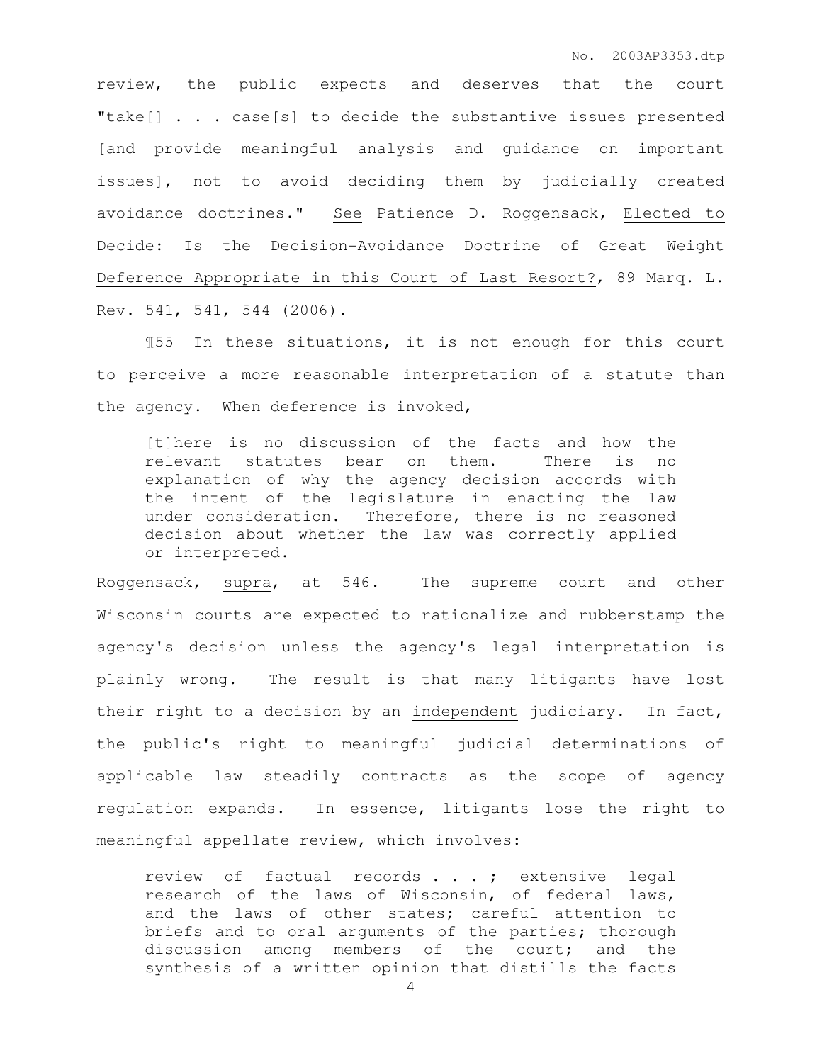review, the public expects and deserves that the court "take[] . . . case[s] to decide the substantive issues presented [and provide meaningful analysis and guidance on important issues], not to avoid deciding them by judicially created avoidance doctrines." See Patience D. Roggensack, Elected to Decide: Is the Decision-Avoidance Doctrine of Great Weight Deference Appropriate in this Court of Last Resort?, 89 Marq. L. Rev. 541, 541, 544 (2006).

¶55 In these situations, it is not enough for this court to perceive a more reasonable interpretation of a statute than the agency. When deference is invoked,

> [t]here is no discussion of the facts and how the relevant statutes bear on them. There is no explanation of why the agency decision accords with the intent of the legislature in enacting the law under consideration. Therefore, there is no reasoned decision about whether the law was correctly applied or interpreted.

Roggensack, supra, at 546. The supreme court and other Wisconsin courts are expected to rationalize and rubberstamp the agency's decision unless the agency's legal interpretation is plainly wrong. The result is that many litigants have lost their right to a decision by an independent judiciary. In fact, the public's right to meaningful judicial determinations of applicable law steadily contracts as the scope of agency regulation expands. In essence, litigants lose the right to meaningful appellate review, which involves:

> review of factual records . . . ; extensive legal research of the laws of Wisconsin, of federal laws, and the laws of other states; careful attention to briefs and to oral arguments of the parties; thorough discussion among members of the court; and the synthesis of a written opinion that distills the facts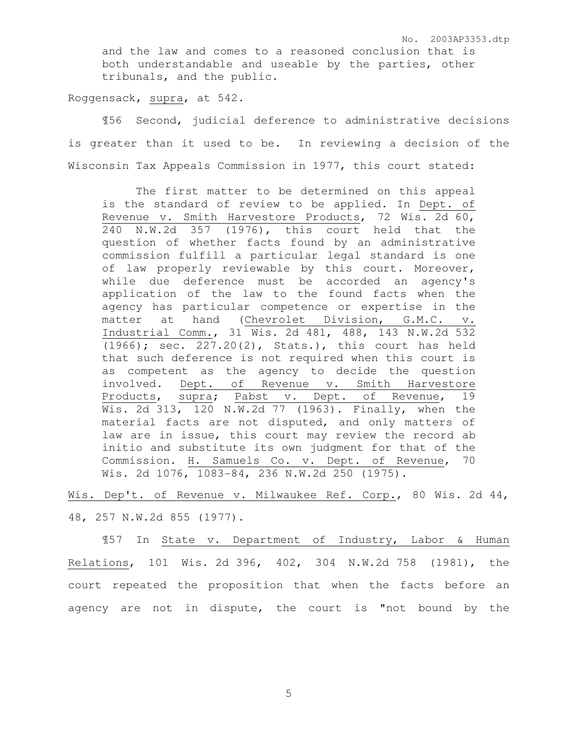> and the law and comes to a reasoned conclusion that is both understandable and useable by the parties, other tribunals, and the public.

Roggensack, supra, at 542.

¶56 Second, judicial deference to administrative decisions is greater than it used to be. In reviewing a decision of the Wisconsin Tax Appeals Commission in 1977, this court stated:

> The first matter to be determined on this appeal is the standard of review to be applied. In Dept. of Revenue v. Smith Harvestore Products, 72 Wis. 2d 60, 240 N.W.2d 357 (1976), this court held that the question of whether facts found by an administrative commission fulfill a particular legal standard is one of law properly reviewable by this court. Moreover, while due deference must be accorded an agency's application of the law to the found facts when the agency has particular competence or expertise in the matter at hand (Chevrolet Division, G.M.C. v. Industrial Comm., 31 Wis. 2d 481, 488, 143 N.W.2d 532 (1966); sec. 227.20(2), Stats.), this court has held that such deference is not required when this court is as competent as the agency to decide the question involved. Dept. of Revenue v. Smith Harvestore Products, supra; Pabst v. Dept. of Revenue, 19 Wis. 2d 313, 120 N.W.2d 77 (1963). Finally, when the material facts are not disputed, and only matters of law are in issue, this court may review the record ab initio and substitute its own judgment for that of the Commission. H. Samuels Co. v. Dept. of Revenue, 70 Wis. 2d 1076, 1083-84, 236 N.W.2d 250 (1975).

Wis. Dep't. of Revenue v. Milwaukee Ref. Corp., 80 Wis. 2d 44, 48, 257 N.W.2d 855 (1977).

¶57 In State v. Department of Industry, Labor & Human Relations, 101 Wis. 2d 396, 402, 304 N.W.2d 758 (1981), the court repeated the proposition that when the facts before an agency are not in dispute, the court is "not bound by the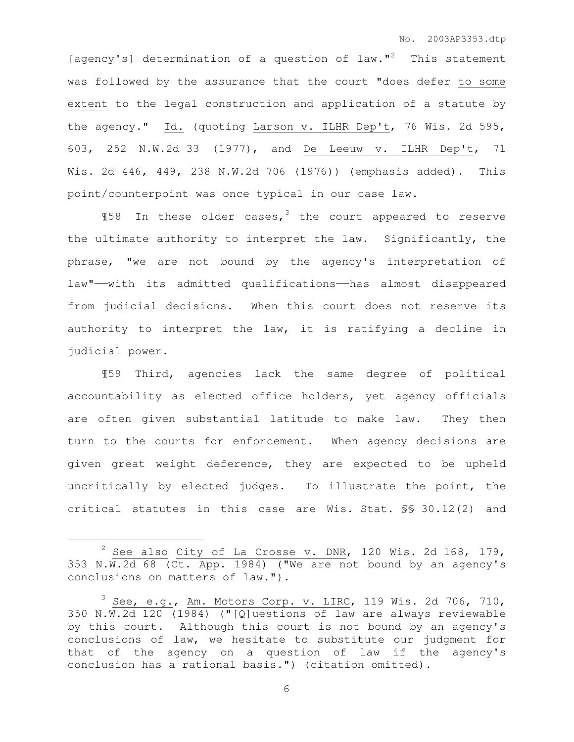[agency's] determination of a question of law."[2] This statement was followed by the assurance that the court "does defer to some extent to the legal construction and application of a statute by the agency." Id. (quoting Larson v. ILHR Dep't, 76 Wis. 2d 595, 603, 252 N.W.2d 33 (1977), and De Leeuw v. ILHR Dep't, 71 Wis. 2d 446, 449, 238 N.W.2d 706 (1976)) (emphasis added). This point/counterpoint was once typical in our case law.

¶58 In these older cases,[3] the court appeared to reserve the ultimate authority to interpret the law. Significantly, the phrase, "we are not bound by the agency's interpretation of law"——with its admitted qualifications——has almost disappeared from judicial decisions. When this court does not reserve its authority to interpret the law, it is ratifying a decline in judicial power.

¶59 Third, agencies lack the same degree of political accountability as elected office holders, yet agency officials are often given substantial latitude to make law. They then turn to the courts for enforcement. When agency decisions are given great weight deference, they are expected to be upheld uncritically by elected judges. To illustrate the point, the critical statutes in this case are Wis. Stat. §§ 30.12(2) and

---

[2] See also City of La Crosse v. DNR, 120 Wis. 2d 168, 179, 353 N.W.2d 68 (Ct. App. 1984) ("We are not bound by an agency's conclusions on matters of law.").

[3] See, e.g., Am. Motors Corp. v. LIRC, 119 Wis. 2d 706, 710, 350 N.W.2d 120 (1984) ("[Q]uestions of law are always reviewable by this court. Although this court is not bound by an agency's conclusions of law, we hesitate to substitute our judgment for that of the agency on a question of law if the agency's conclusion has a rational basis.") (citation omitted).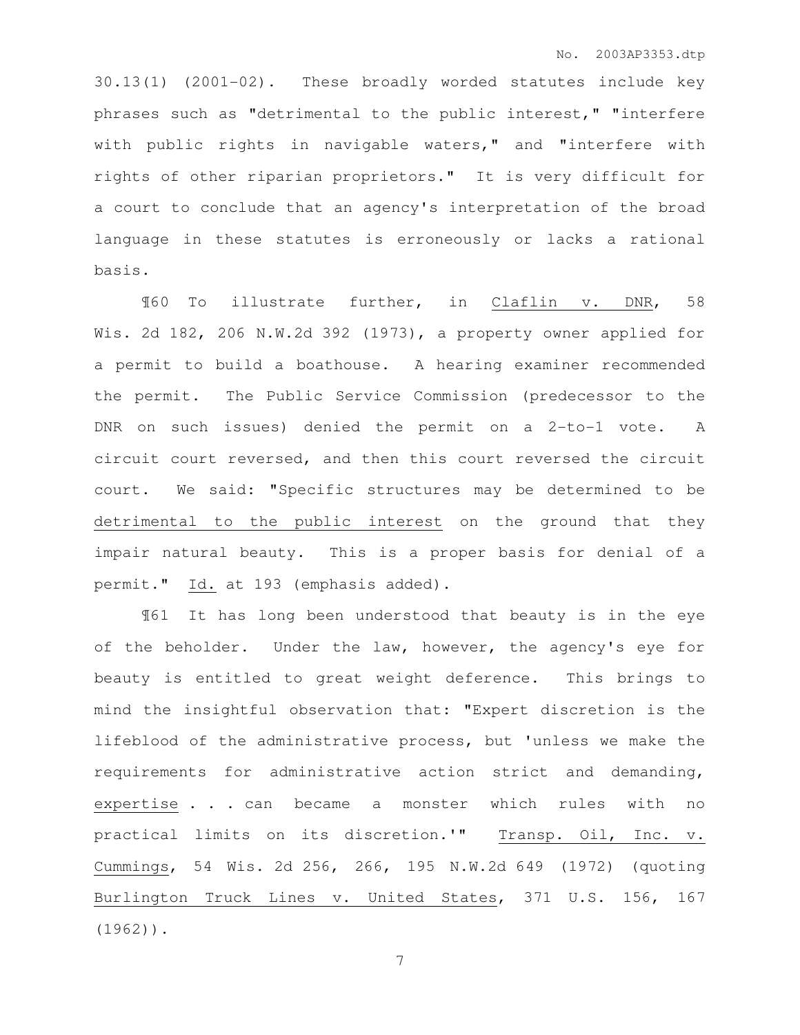30.13(1) (2001-02). These broadly worded statutes include key phrases such as "detrimental to the public interest," "interfere with public rights in navigable waters," and "interfere with rights of other riparian proprietors." It is very difficult for a court to conclude that an agency's interpretation of the broad language in these statutes is erroneously or lacks a rational basis.

¶60 To illustrate further, in Claflin v. DNR, 58 Wis. 2d 182, 206 N.W.2d 392 (1973), a property owner applied for a permit to build a boathouse. A hearing examiner recommended the permit. The Public Service Commission (predecessor to the DNR on such issues) denied the permit on a 2-to-1 vote. A circuit court reversed, and then this court reversed the circuit court. We said: "Specific structures may be determined to be detrimental to the public interest on the ground that they impair natural beauty. This is a proper basis for denial of a permit." Id. at 193 (emphasis added).

¶61 It has long been understood that beauty is in the eye of the beholder. Under the law, however, the agency's eye for beauty is entitled to great weight deference. This brings to mind the insightful observation that: "Expert discretion is the lifeblood of the administrative process, but 'unless we make the requirements for administrative action strict and demanding, expertise . . . can became a monster which rules with no practical limits on its discretion.'" Transp. Oil, Inc. v. Cummings, 54 Wis. 2d 256, 266, 195 N.W.2d 649 (1972) (quoting Burlington Truck Lines v. United States, 371 U.S. 156, 167 (1962)).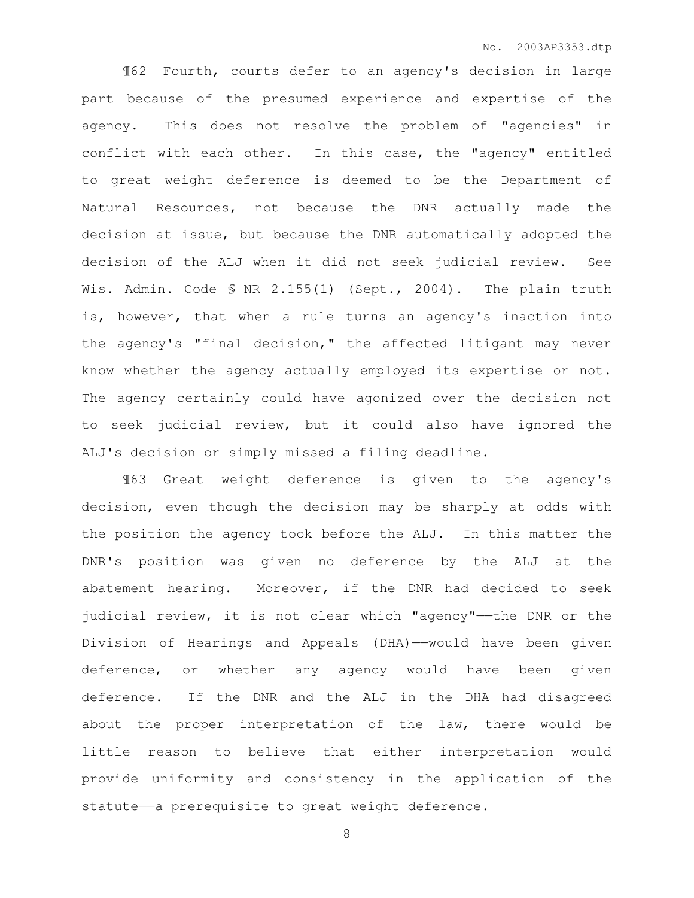¶62 Fourth, courts defer to an agency's decision in large part because of the presumed experience and expertise of the agency. This does not resolve the problem of "agencies" in conflict with each other. In this case, the "agency" entitled to great weight deference is deemed to be the Department of Natural Resources, not because the DNR actually made the decision at issue, but because the DNR automatically adopted the decision of the ALJ when it did not seek judicial review. See Wis. Admin. Code § NR 2.155(1) (Sept., 2004). The plain truth is, however, that when a rule turns an agency's inaction into the agency's "final decision," the affected litigant may never know whether the agency actually employed its expertise or not. The agency certainly could have agonized over the decision not to seek judicial review, but it could also have ignored the ALJ's decision or simply missed a filing deadline.

¶63 Great weight deference is given to the agency's decision, even though the decision may be sharply at odds with the position the agency took before the ALJ. In this matter the DNR's position was given no deference by the ALJ at the abatement hearing. Moreover, if the DNR had decided to seek judicial review, it is not clear which "agency"——the DNR or the Division of Hearings and Appeals (DHA)——would have been given deference, or whether any agency would have been given deference. If the DNR and the ALJ in the DHA had disagreed about the proper interpretation of the law, there would be little reason to believe that either interpretation would provide uniformity and consistency in the application of the statute——a prerequisite to great weight deference.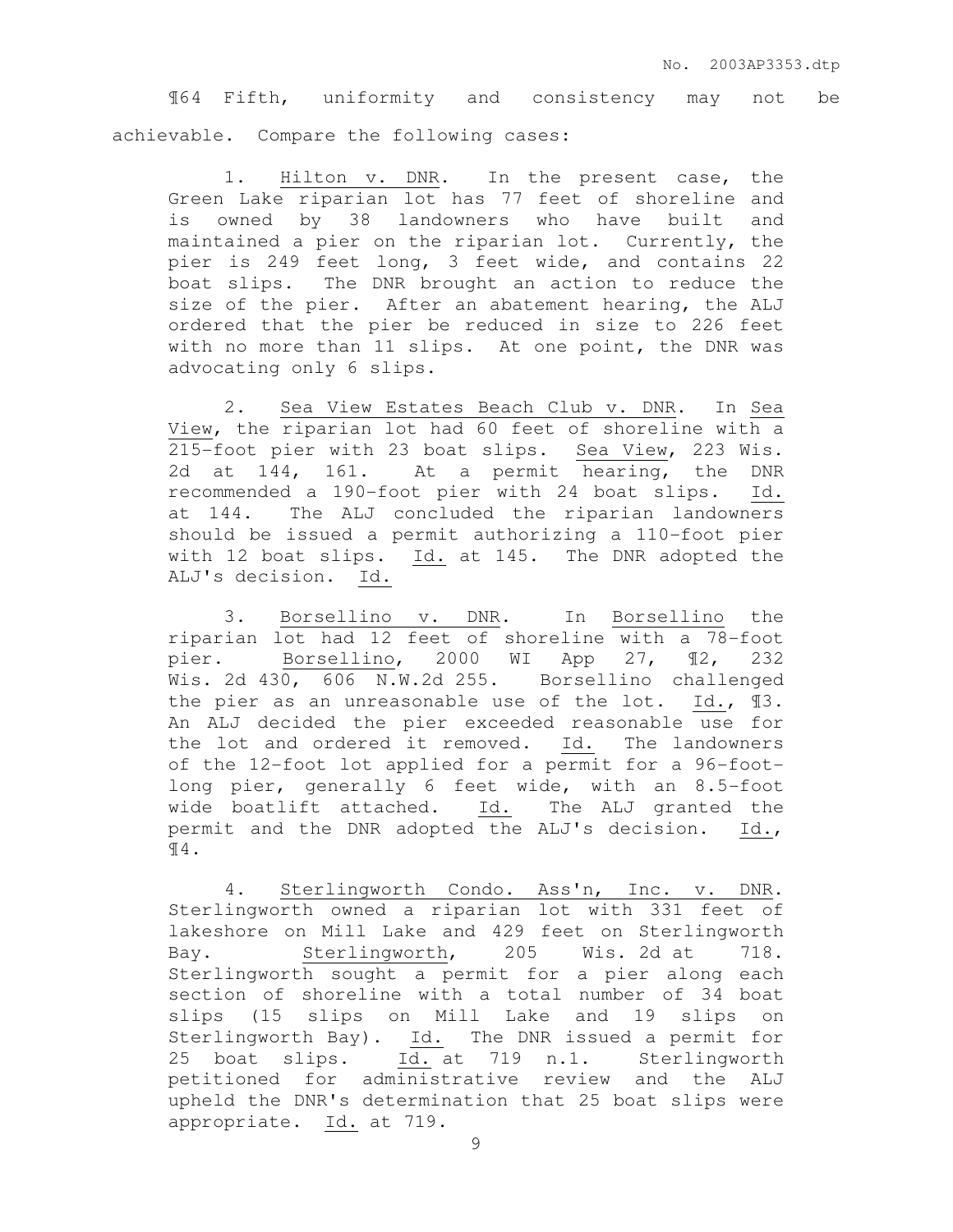¶64 Fifth, uniformity and consistency may not be achievable. Compare the following cases:

> 1. Hilton v. DNR. In the present case, the Green Lake riparian lot has 77 feet of shoreline and is owned by 38 landowners who have built and maintained a pier on the riparian lot. Currently, the pier is 249 feet long, 3 feet wide, and contains 22 boat slips. The DNR brought an action to reduce the size of the pier. After an abatement hearing, the ALJ ordered that the pier be reduced in size to 226 feet with no more than 11 slips. At one point, the DNR was advocating only 6 slips.
>
> 2. Sea View Estates Beach Club v. DNR. In Sea View, the riparian lot had 60 feet of shoreline with a 215-foot pier with 23 boat slips. Sea View, 223 Wis. 2d at 144, 161. At a permit hearing, the DNR recommended a 190-foot pier with 24 boat slips. Id. at 144. The ALJ concluded the riparian landowners should be issued a permit authorizing a 110-foot pier with 12 boat slips. Id. at 145. The DNR adopted the ALJ's decision. Id.
>
> 3. Borsellino v. DNR. In Borsellino the riparian lot had 12 feet of shoreline with a 78-foot pier. Borsellino, 2000 WI App 27, ¶2, 232 Wis. 2d 430, 606 N.W.2d 255. Borsellino challenged the pier as an unreasonable use of the lot. Id., ¶3. An ALJ decided the pier exceeded reasonable use for the lot and ordered it removed. Id. The landowners of the 12-foot lot applied for a permit for a 96-foot-long pier, generally 6 feet wide, with an 8.5-foot wide boatlift attached. Id. The ALJ granted the permit and the DNR adopted the ALJ's decision. Id., ¶4.
>
> 4. Sterlingworth Condo. Ass'n, Inc. v. DNR. Sterlingworth owned a riparian lot with 331 feet of lakeshore on Mill Lake and 429 feet on Sterlingworth Bay. Sterlingworth, 205 Wis. 2d at 718. Sterlingworth sought a permit for a pier along each section of shoreline with a total number of 34 boat slips (15 slips on Mill Lake and 19 slips on Sterlingworth Bay). Id. The DNR issued a permit for 25 boat slips. Id. at 719 n.1. Sterlingworth petitioned for administrative review and the ALJ upheld the DNR's determination that 25 boat slips were appropriate. Id. at 719.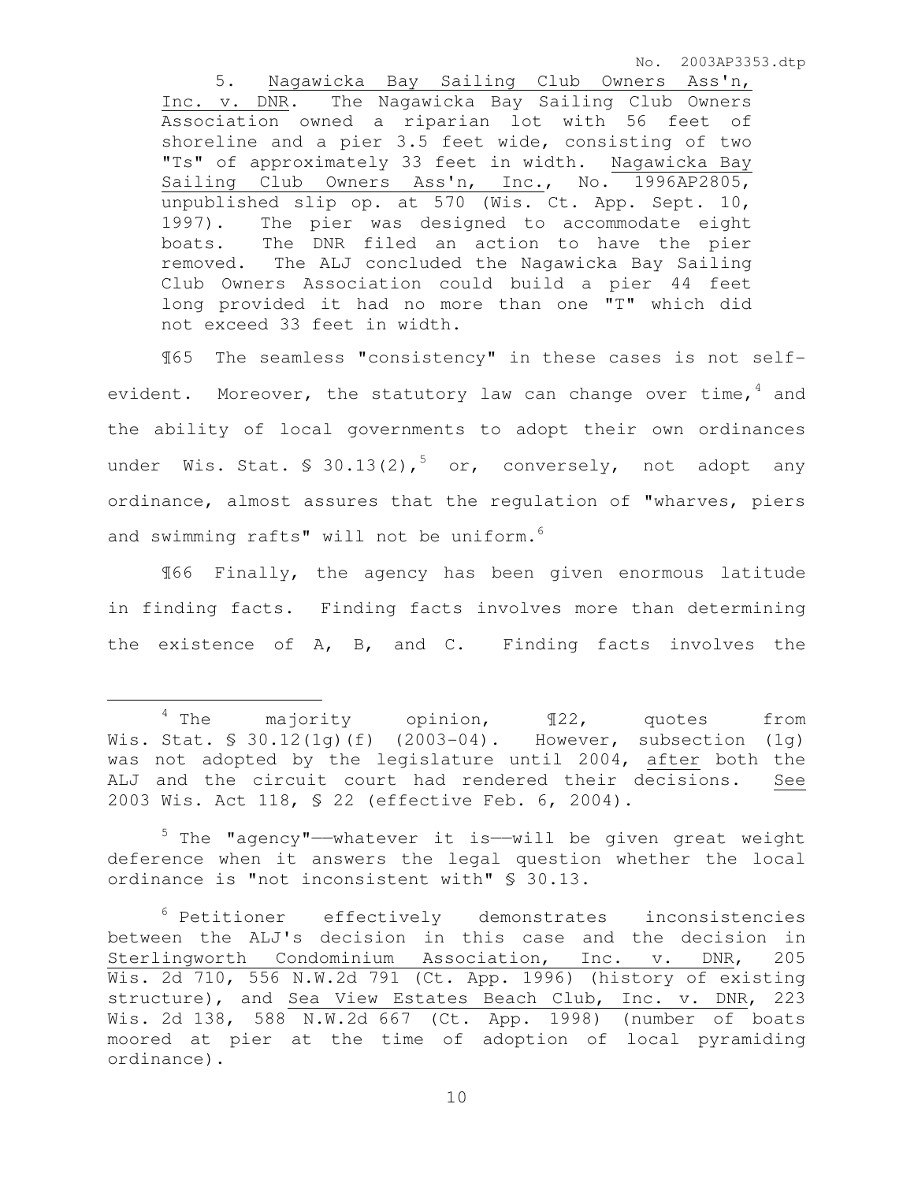5. Nagawicka Bay Sailing Club Owners Ass'n, Inc. v. DNR. The Nagawicka Bay Sailing Club Owners Association owned a riparian lot with 56 feet of shoreline and a pier 3.5 feet wide, consisting of two "Ts" of approximately 33 feet in width. Nagawicka Bay Sailing Club Owners Ass'n, Inc., No. 1996AP2805, unpublished slip op. at 570 (Wis. Ct. App. Sept. 10, 1997). The pier was designed to accommodate eight boats. The DNR filed an action to have the pier removed. The ALJ concluded the Nagawicka Bay Sailing Club Owners Association could build a pier 44 feet long provided it had no more than one "T" which did not exceed 33 feet in width.

¶65 The seamless "consistency" in these cases is not self-evident. Moreover, the statutory law can change over time,[4] and the ability of local governments to adopt their own ordinances under Wis. Stat. § 30.13(2),[5] or, conversely, not adopt any ordinance, almost assures that the regulation of "wharves, piers and swimming rafts" will not be uniform.[6]

¶66 Finally, the agency has been given enormous latitude in finding facts. Finding facts involves more than determining the existence of A, B, and C. Finding facts involves the

---

[4] The majority opinion, ¶22, quotes from Wis. Stat. § 30.12(1g)(f) (2003-04). However, subsection (1g) was not adopted by the legislature until 2004, after both the ALJ and the circuit court had rendered their decisions. See 2003 Wis. Act 118, § 22 (effective Feb. 6, 2004).

[5] The "agency"——whatever it is——will be given great weight deference when it answers the legal question whether the local ordinance is "not inconsistent with" § 30.13.

[6] Petitioner effectively demonstrates inconsistencies between the ALJ's decision in this case and the decision in Sterlingworth Condominium Association, Inc. v. DNR, 205 Wis. 2d 710, 556 N.W.2d 791 (Ct. App. 1996) (history of existing structure), and Sea View Estates Beach Club, Inc. v. DNR, 223 Wis. 2d 138, 588 N.W.2d 667 (Ct. App. 1998) (number of boats moored at pier at the time of adoption of local pyramiding ordinance).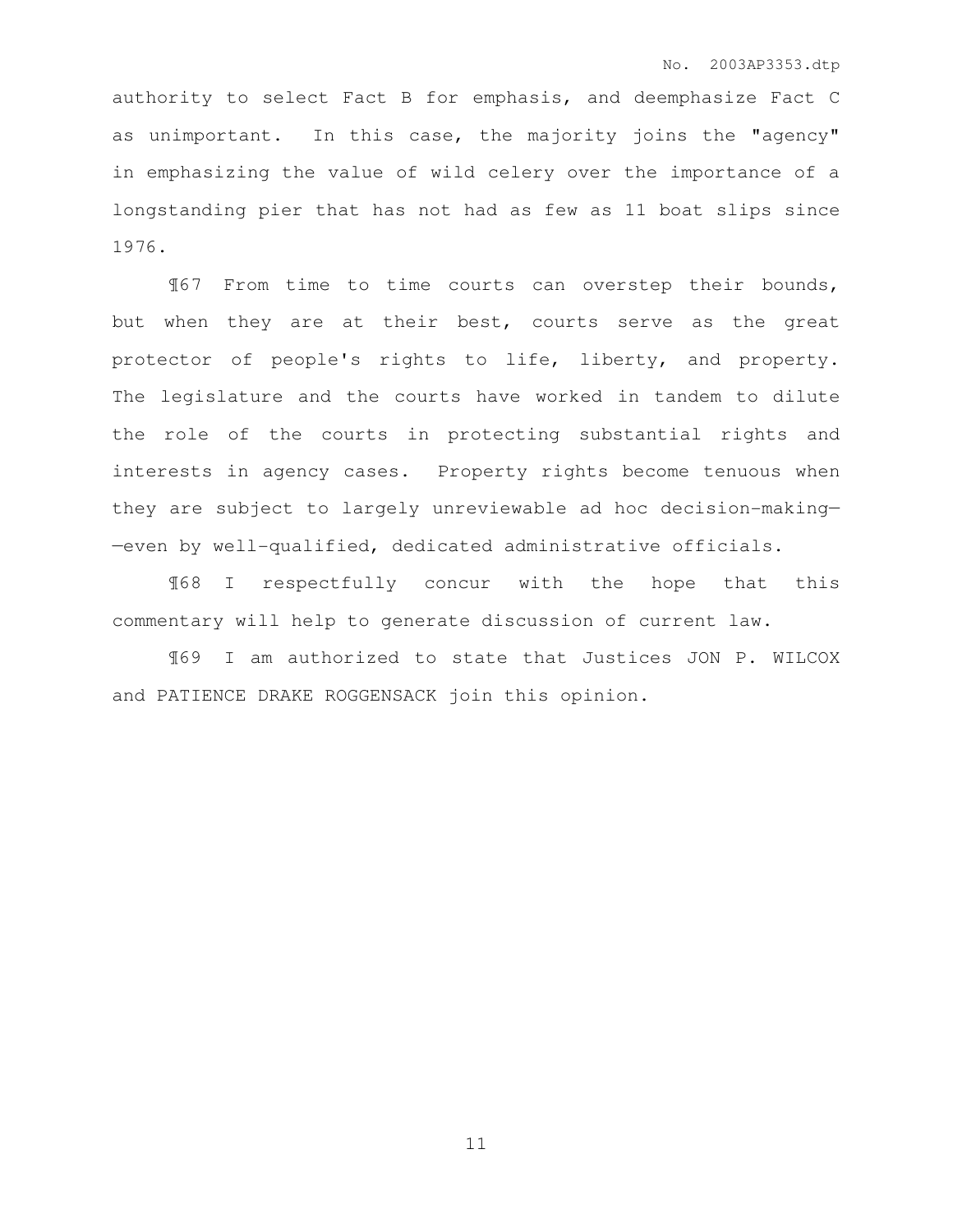authority to select Fact B for emphasis, and deemphasize Fact C as unimportant. In this case, the majority joins the "agency" in emphasizing the value of wild celery over the importance of a longstanding pier that has not had as few as 11 boat slips since 1976.

¶67 From time to time courts can overstep their bounds, but when they are at their best, courts serve as the great protector of people's rights to life, liberty, and property. The legislature and the courts have worked in tandem to dilute the role of the courts in protecting substantial rights and interests in agency cases. Property rights become tenuous when they are subject to largely unreviewable ad hoc decision-making——even by well-qualified, dedicated administrative officials.

¶68 I respectfully concur with the hope that this commentary will help to generate discussion of current law.

¶69 I am authorized to state that Justices JON P. WILCOX and PATIENCE DRAKE ROGGENSACK join this opinion.